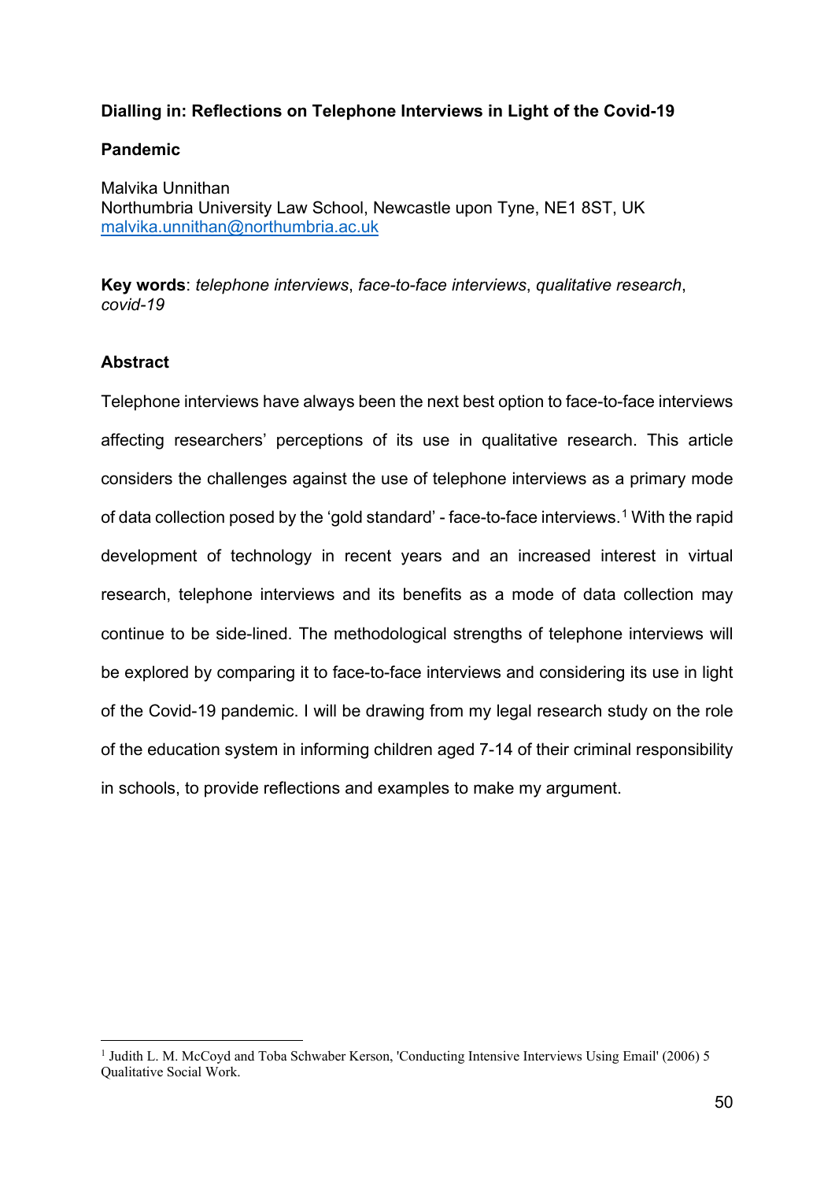# Dialling in: Reflections on Telephone Interviews in Light of the Covid-19 Pandemic

Malvika Unnithan
Northumbria University Law School, Newcastle upon Tyne, NE1 8ST, UK
malvika.unnithan@northumbria.ac.uk

**Key words**: *telephone interviews*, *face-to-face interviews*, *qualitative research*, *covid-19*

## Abstract

Telephone interviews have always been the next best option to face-to-face interviews affecting researchers' perceptions of its use in qualitative research. This article considers the challenges against the use of telephone interviews as a primary mode of data collection posed by the 'gold standard' - face-to-face interviews.[1] With the rapid development of technology in recent years and an increased interest in virtual research, telephone interviews and its benefits as a mode of data collection may continue to be side-lined. The methodological strengths of telephone interviews will be explored by comparing it to face-to-face interviews and considering its use in light of the Covid-19 pandemic. I will be drawing from my legal research study on the role of the education system in informing children aged 7-14 of their criminal responsibility in schools, to provide reflections and examples to make my argument.

[1] Judith L. M. McCoyd and Toba Schwaber Kerson, 'Conducting Intensive Interviews Using Email' (2006) 5 Qualitative Social Work.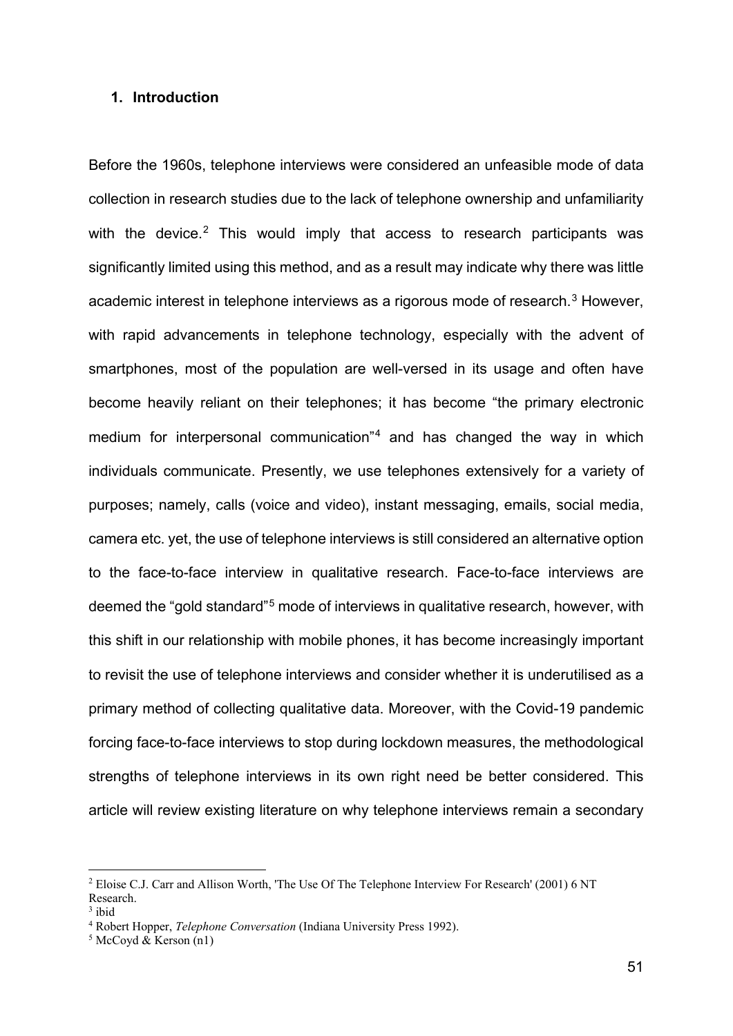## 1. Introduction

Before the 1960s, telephone interviews were considered an unfeasible mode of data collection in research studies due to the lack of telephone ownership and unfamiliarity with the device.[2] This would imply that access to research participants was significantly limited using this method, and as a result may indicate why there was little academic interest in telephone interviews as a rigorous mode of research.[3] However, with rapid advancements in telephone technology, especially with the advent of smartphones, most of the population are well-versed in its usage and often have become heavily reliant on their telephones; it has become "the primary electronic medium for interpersonal communication"[4] and has changed the way in which individuals communicate. Presently, we use telephones extensively for a variety of purposes; namely, calls (voice and video), instant messaging, emails, social media, camera etc. yet, the use of telephone interviews is still considered an alternative option to the face-to-face interview in qualitative research. Face-to-face interviews are deemed the "gold standard"[5] mode of interviews in qualitative research, however, with this shift in our relationship with mobile phones, it has become increasingly important to revisit the use of telephone interviews and consider whether it is underutilised as a primary method of collecting qualitative data. Moreover, with the Covid-19 pandemic forcing face-to-face interviews to stop during lockdown measures, the methodological strengths of telephone interviews in its own right need be better considered. This article will review existing literature on why telephone interviews remain a secondary

---

[2] Eloise C.J. Carr and Allison Worth, 'The Use Of The Telephone Interview For Research' (2001) 6 NT Research.

[3] ibid

[4] Robert Hopper, *Telephone Conversation* (Indiana University Press 1992).

[5] McCoyd & Kerson (n1)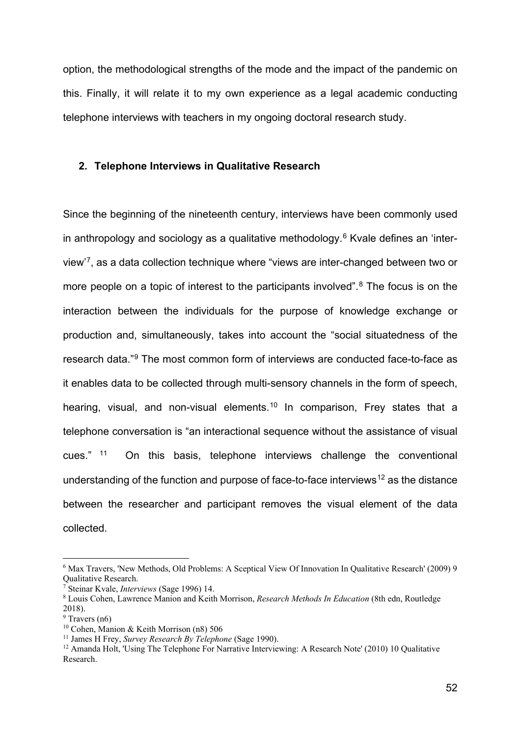option, the methodological strengths of the mode and the impact of the pandemic on this. Finally, it will relate it to my own experience as a legal academic conducting telephone interviews with teachers in my ongoing doctoral research study.

## 2. Telephone Interviews in Qualitative Research

Since the beginning of the nineteenth century, interviews have been commonly used in anthropology and sociology as a qualitative methodology.[6] Kvale defines an 'inter-view'[7], as a data collection technique where "views are inter-changed between two or more people on a topic of interest to the participants involved".[8] The focus is on the interaction between the individuals for the purpose of knowledge exchange or production and, simultaneously, takes into account the "social situatedness of the research data."[9] The most common form of interviews are conducted face-to-face as it enables data to be collected through multi-sensory channels in the form of speech, hearing, visual, and non-visual elements.[10] In comparison, Frey states that a telephone conversation is "an interactional sequence without the assistance of visual cues." [11] On this basis, telephone interviews challenge the conventional understanding of the function and purpose of face-to-face interviews[12] as the distance between the researcher and participant removes the visual element of the data collected.

---

[6] Max Travers, 'New Methods, Old Problems: A Sceptical View Of Innovation In Qualitative Research' (2009) 9 Qualitative Research.

[7] Steinar Kvale, *Interviews* (Sage 1996) 14.

[8] Louis Cohen, Lawrence Manion and Keith Morrison, *Research Methods In Education* (8th edn, Routledge 2018).

[9] Travers (n6)

[10] Cohen, Manion & Keith Morrison (n8) 506

[11] James H Frey, *Survey Research By Telephone* (Sage 1990).

[12] Amanda Holt, 'Using The Telephone For Narrative Interviewing: A Research Note' (2010) 10 Qualitative Research.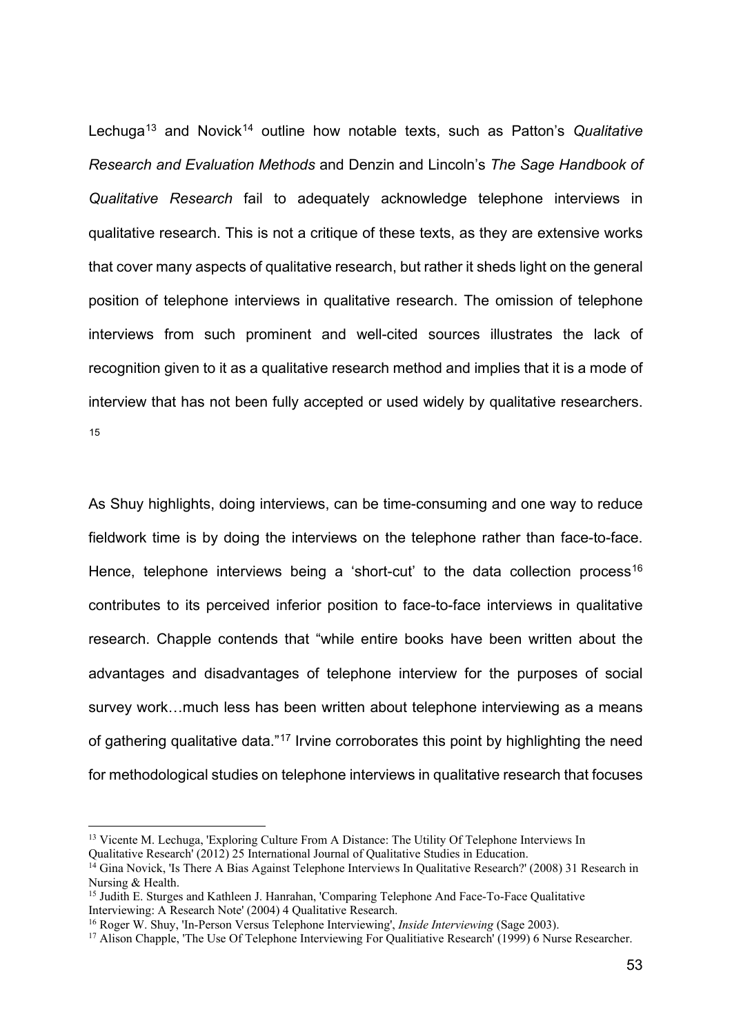Lechuga[13] and Novick[14] outline how notable texts, such as Patton's *Qualitative Research and Evaluation Methods* and Denzin and Lincoln's *The Sage Handbook of Qualitative Research* fail to adequately acknowledge telephone interviews in qualitative research. This is not a critique of these texts, as they are extensive works that cover many aspects of qualitative research, but rather it sheds light on the general position of telephone interviews in qualitative research. The omission of telephone interviews from such prominent and well-cited sources illustrates the lack of recognition given to it as a qualitative research method and implies that it is a mode of interview that has not been fully accepted or used widely by qualitative researchers. [15]

As Shuy highlights, doing interviews, can be time-consuming and one way to reduce fieldwork time is by doing the interviews on the telephone rather than face-to-face. Hence, telephone interviews being a 'short-cut' to the data collection process[16] contributes to its perceived inferior position to face-to-face interviews in qualitative research. Chapple contends that "while entire books have been written about the advantages and disadvantages of telephone interview for the purposes of social survey work…much less has been written about telephone interviewing as a means of gathering qualitative data."[17] Irvine corroborates this point by highlighting the need for methodological studies on telephone interviews in qualitative research that focuses

---

[13] Vicente M. Lechuga, 'Exploring Culture From A Distance: The Utility Of Telephone Interviews In Qualitative Research' (2012) 25 International Journal of Qualitative Studies in Education.

[14] Gina Novick, 'Is There A Bias Against Telephone Interviews In Qualitative Research?' (2008) 31 Research in Nursing & Health.

[15] Judith E. Sturges and Kathleen J. Hanrahan, 'Comparing Telephone And Face-To-Face Qualitative Interviewing: A Research Note' (2004) 4 Qualitative Research.

[16] Roger W. Shuy, 'In-Person Versus Telephone Interviewing', *Inside Interviewing* (Sage 2003).

[17] Alison Chapple, 'The Use Of Telephone Interviewing For Qualitiative Research' (1999) 6 Nurse Researcher.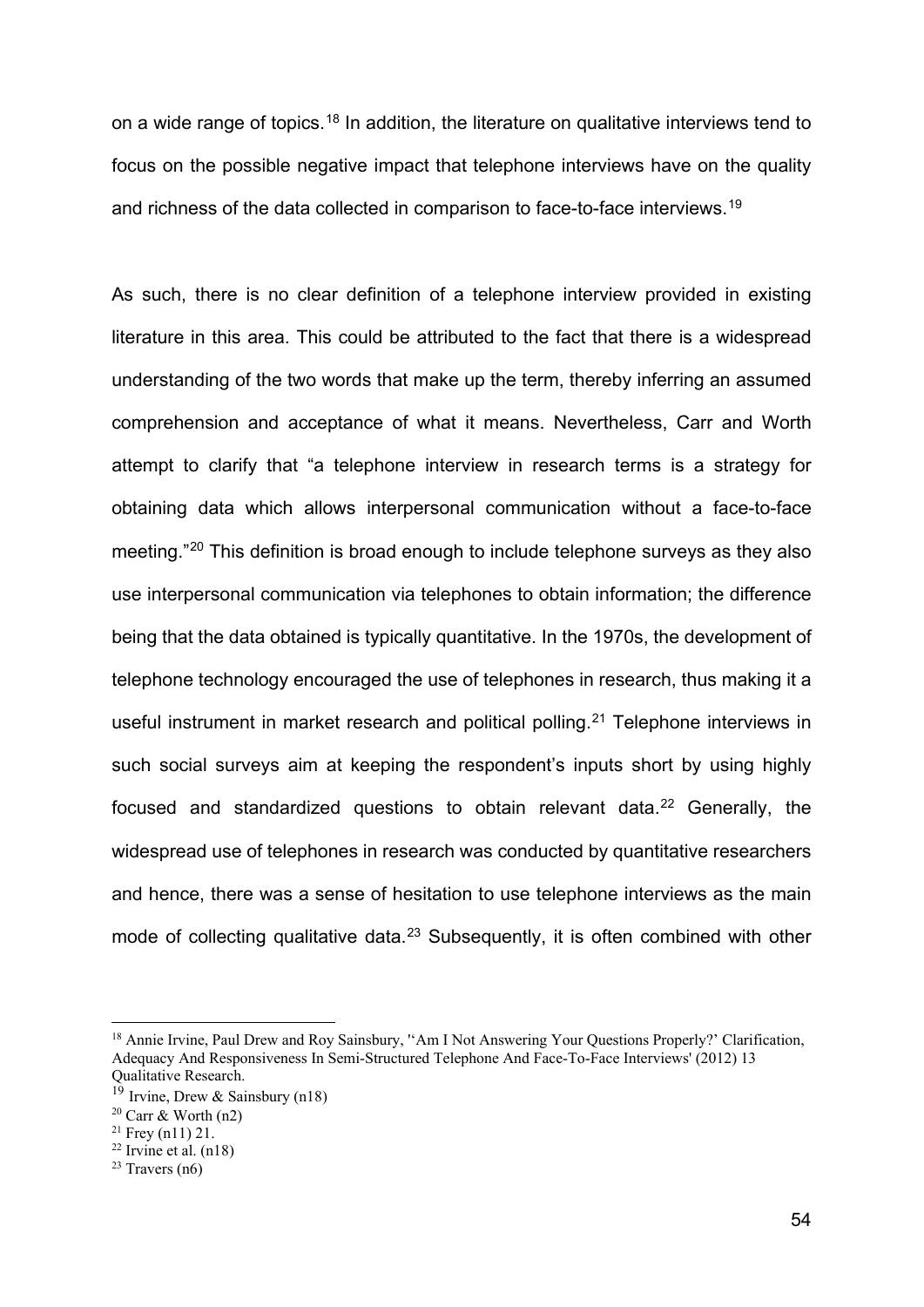on a wide range of topics.[18] In addition, the literature on qualitative interviews tend to focus on the possible negative impact that telephone interviews have on the quality and richness of the data collected in comparison to face-to-face interviews.[19]

As such, there is no clear definition of a telephone interview provided in existing literature in this area. This could be attributed to the fact that there is a widespread understanding of the two words that make up the term, thereby inferring an assumed comprehension and acceptance of what it means. Nevertheless, Carr and Worth attempt to clarify that "a telephone interview in research terms is a strategy for obtaining data which allows interpersonal communication without a face-to-face meeting."[20] This definition is broad enough to include telephone surveys as they also use interpersonal communication via telephones to obtain information; the difference being that the data obtained is typically quantitative. In the 1970s, the development of telephone technology encouraged the use of telephones in research, thus making it a useful instrument in market research and political polling.[21] Telephone interviews in such social surveys aim at keeping the respondent's inputs short by using highly focused and standardized questions to obtain relevant data.[22] Generally, the widespread use of telephones in research was conducted by quantitative researchers and hence, there was a sense of hesitation to use telephone interviews as the main mode of collecting qualitative data.[23] Subsequently, it is often combined with other

---

[18] Annie Irvine, Paul Drew and Roy Sainsbury, ''Am I Not Answering Your Questions Properly?' Clarification, Adequacy And Responsiveness In Semi-Structured Telephone And Face-To-Face Interviews' (2012) 13 Qualitative Research.

[19] Irvine, Drew & Sainsbury (n18)

[20] Carr & Worth (n2)

[21] Frey (n11) 21.

[22] Irvine et al. (n18)

[23] Travers (n6)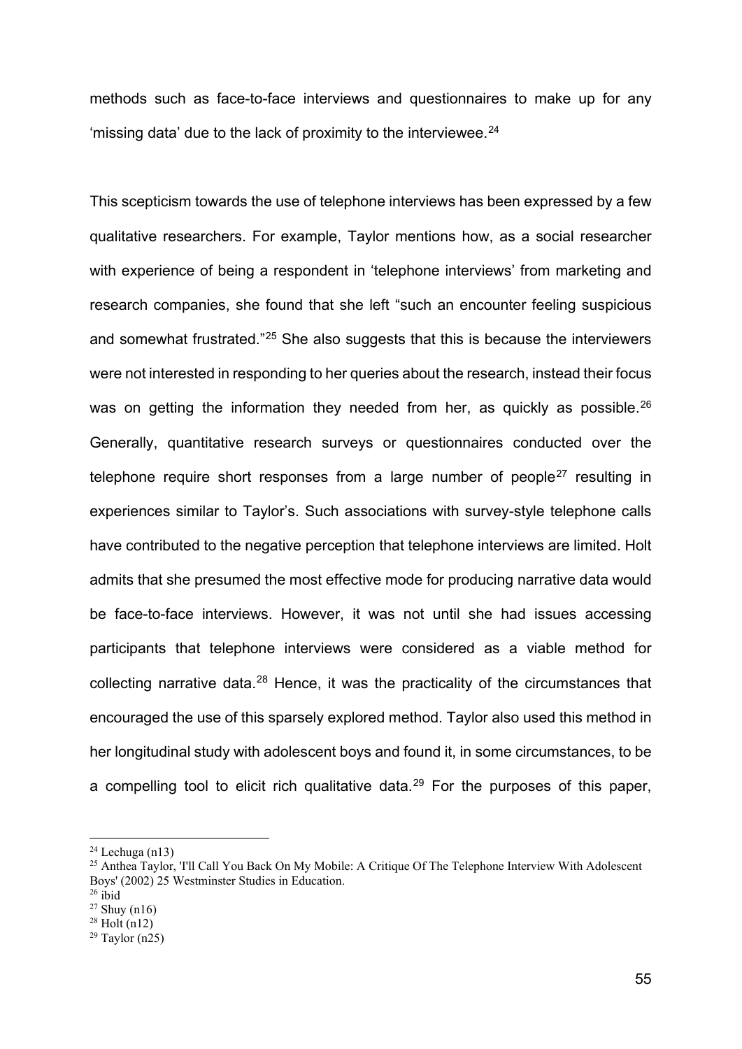methods such as face-to-face interviews and questionnaires to make up for any 'missing data' due to the lack of proximity to the interviewee.[24]

This scepticism towards the use of telephone interviews has been expressed by a few qualitative researchers. For example, Taylor mentions how, as a social researcher with experience of being a respondent in 'telephone interviews' from marketing and research companies, she found that she left "such an encounter feeling suspicious and somewhat frustrated."[25] She also suggests that this is because the interviewers were not interested in responding to her queries about the research, instead their focus was on getting the information they needed from her, as quickly as possible.[26] Generally, quantitative research surveys or questionnaires conducted over the telephone require short responses from a large number of people[27] resulting in experiences similar to Taylor's. Such associations with survey-style telephone calls have contributed to the negative perception that telephone interviews are limited. Holt admits that she presumed the most effective mode for producing narrative data would be face-to-face interviews. However, it was not until she had issues accessing participants that telephone interviews were considered as a viable method for collecting narrative data.[28] Hence, it was the practicality of the circumstances that encouraged the use of this sparsely explored method. Taylor also used this method in her longitudinal study with adolescent boys and found it, in some circumstances, to be a compelling tool to elicit rich qualitative data.[29] For the purposes of this paper,

[24] Lechuga (n13)
[25] Anthea Taylor, 'I'll Call You Back On My Mobile: A Critique Of The Telephone Interview With Adolescent Boys' (2002) 25 Westminster Studies in Education.
[26] ibid
[27] Shuy (n16)
[28] Holt (n12)
[29] Taylor (n25)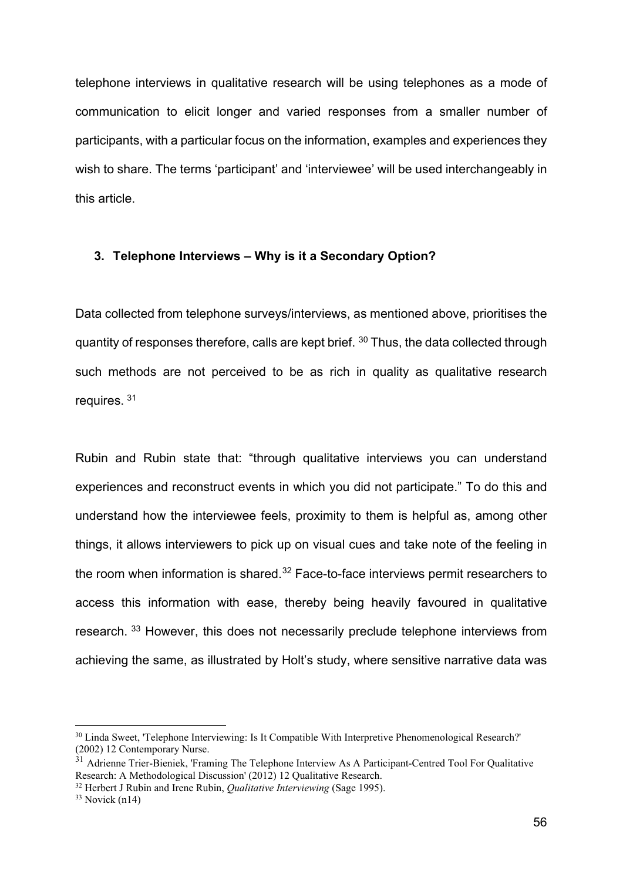telephone interviews in qualitative research will be using telephones as a mode of communication to elicit longer and varied responses from a smaller number of participants, with a particular focus on the information, examples and experiences they wish to share. The terms 'participant' and 'interviewee' will be used interchangeably in this article.

### 3. Telephone Interviews – Why is it a Secondary Option?

Data collected from telephone surveys/interviews, as mentioned above, prioritises the quantity of responses therefore, calls are kept brief. [30] Thus, the data collected through such methods are not perceived to be as rich in quality as qualitative research requires. [31]

Rubin and Rubin state that: "through qualitative interviews you can understand experiences and reconstruct events in which you did not participate." To do this and understand how the interviewee feels, proximity to them is helpful as, among other things, it allows interviewers to pick up on visual cues and take note of the feeling in the room when information is shared.[32] Face-to-face interviews permit researchers to access this information with ease, thereby being heavily favoured in qualitative research. [33] However, this does not necessarily preclude telephone interviews from achieving the same, as illustrated by Holt's study, where sensitive narrative data was

---

[30] Linda Sweet, 'Telephone Interviewing: Is It Compatible With Interpretive Phenomenological Research?' (2002) 12 Contemporary Nurse.

[31] Adrienne Trier-Bieniek, 'Framing The Telephone Interview As A Participant-Centred Tool For Qualitative Research: A Methodological Discussion' (2012) 12 Qualitative Research.

[32] Herbert J Rubin and Irene Rubin, *Qualitative Interviewing* (Sage 1995).

[33] Novick (n14)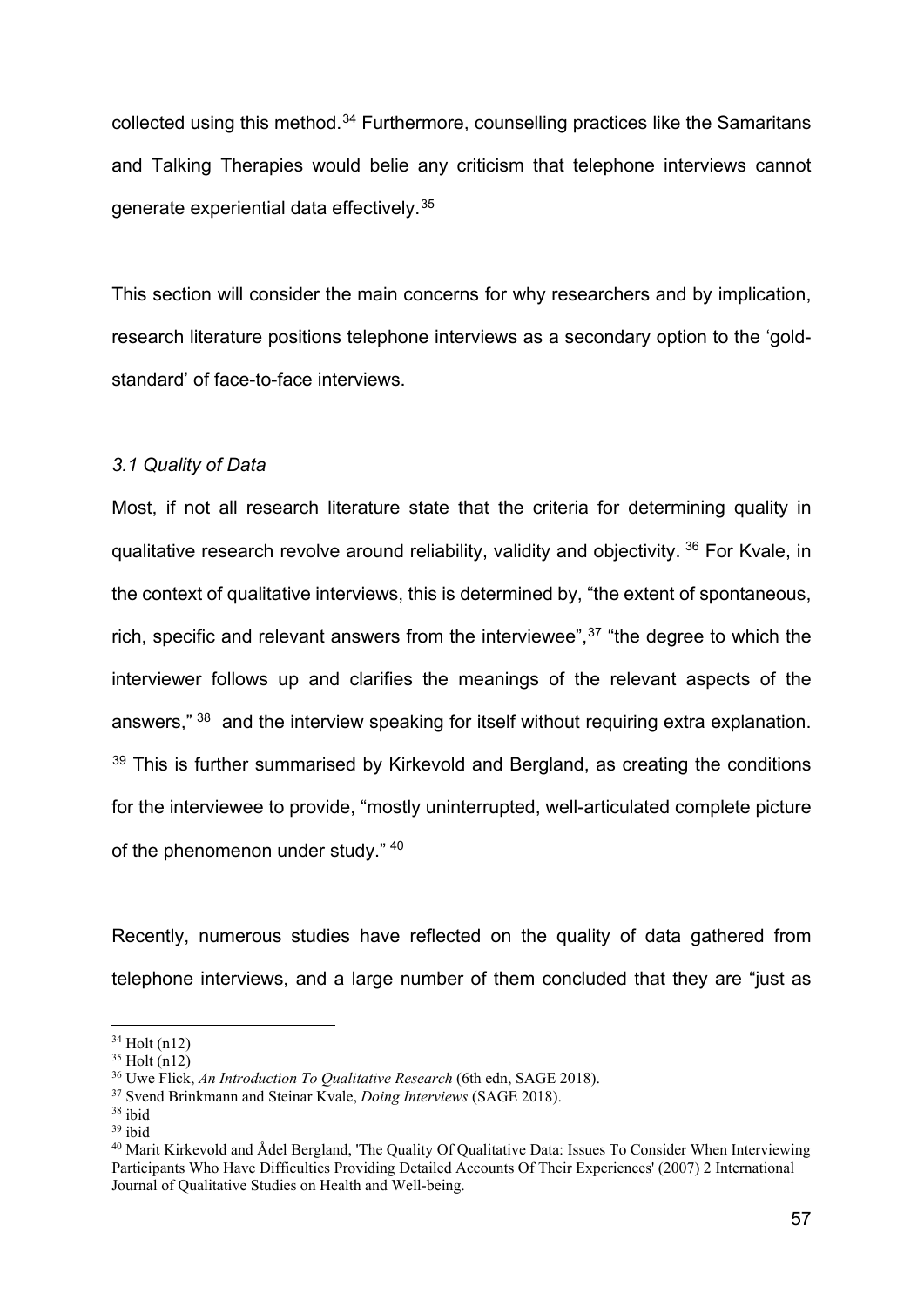collected using this method.[34] Furthermore, counselling practices like the Samaritans and Talking Therapies would belie any criticism that telephone interviews cannot generate experiential data effectively.[35]

This section will consider the main concerns for why researchers and by implication, research literature positions telephone interviews as a secondary option to the 'gold-standard' of face-to-face interviews.

*3.1 Quality of Data*

Most, if not all research literature state that the criteria for determining quality in qualitative research revolve around reliability, validity and objectivity. [36] For Kvale, in the context of qualitative interviews, this is determined by, "the extent of spontaneous, rich, specific and relevant answers from the interviewee",[37] "the degree to which the interviewer follows up and clarifies the meanings of the relevant aspects of the answers," [38] and the interview speaking for itself without requiring extra explanation. [39] This is further summarised by Kirkevold and Bergland, as creating the conditions for the interviewee to provide, "mostly uninterrupted, well-articulated complete picture of the phenomenon under study." [40]

Recently, numerous studies have reflected on the quality of data gathered from telephone interviews, and a large number of them concluded that they are "just as

---

[34] Holt (n12)

[35] Holt (n12)

[36] Uwe Flick, *An Introduction To Qualitative Research* (6th edn, SAGE 2018).

[37] Svend Brinkmann and Steinar Kvale, *Doing Interviews* (SAGE 2018).

[38] ibid

[39] ibid

[40] Marit Kirkevold and Ådel Bergland, 'The Quality Of Qualitative Data: Issues To Consider When Interviewing Participants Who Have Difficulties Providing Detailed Accounts Of Their Experiences' (2007) 2 International Journal of Qualitative Studies on Health and Well-being.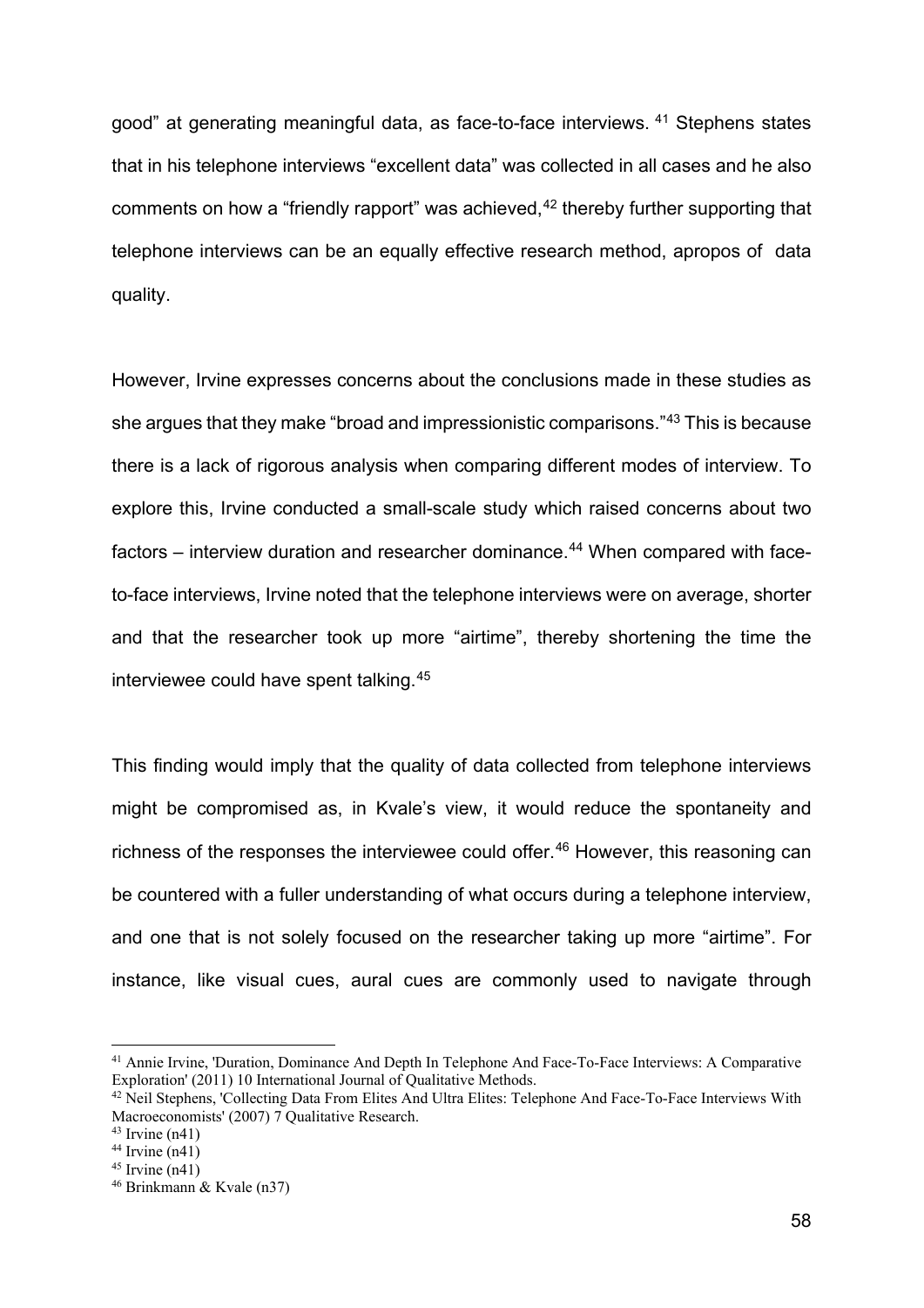good" at generating meaningful data, as face-to-face interviews. [41] Stephens states that in his telephone interviews "excellent data" was collected in all cases and he also comments on how a "friendly rapport" was achieved,[42] thereby further supporting that telephone interviews can be an equally effective research method, apropos of data quality.

However, Irvine expresses concerns about the conclusions made in these studies as she argues that they make "broad and impressionistic comparisons."[43] This is because there is a lack of rigorous analysis when comparing different modes of interview. To explore this, Irvine conducted a small-scale study which raised concerns about two factors – interview duration and researcher dominance.[44] When compared with face-to-face interviews, Irvine noted that the telephone interviews were on average, shorter and that the researcher took up more "airtime", thereby shortening the time the interviewee could have spent talking.[45]

This finding would imply that the quality of data collected from telephone interviews might be compromised as, in Kvale's view, it would reduce the spontaneity and richness of the responses the interviewee could offer.[46] However, this reasoning can be countered with a fuller understanding of what occurs during a telephone interview, and one that is not solely focused on the researcher taking up more "airtime". For instance, like visual cues, aural cues are commonly used to navigate through

---

[41] Annie Irvine, 'Duration, Dominance And Depth In Telephone And Face-To-Face Interviews: A Comparative Exploration' (2011) 10 International Journal of Qualitative Methods.

[42] Neil Stephens, 'Collecting Data From Elites And Ultra Elites: Telephone And Face-To-Face Interviews With Macroeconomists' (2007) 7 Qualitative Research.

[43] Irvine (n41)

[44] Irvine (n41)

[45] Irvine (n41)

[46] Brinkmann & Kvale (n37)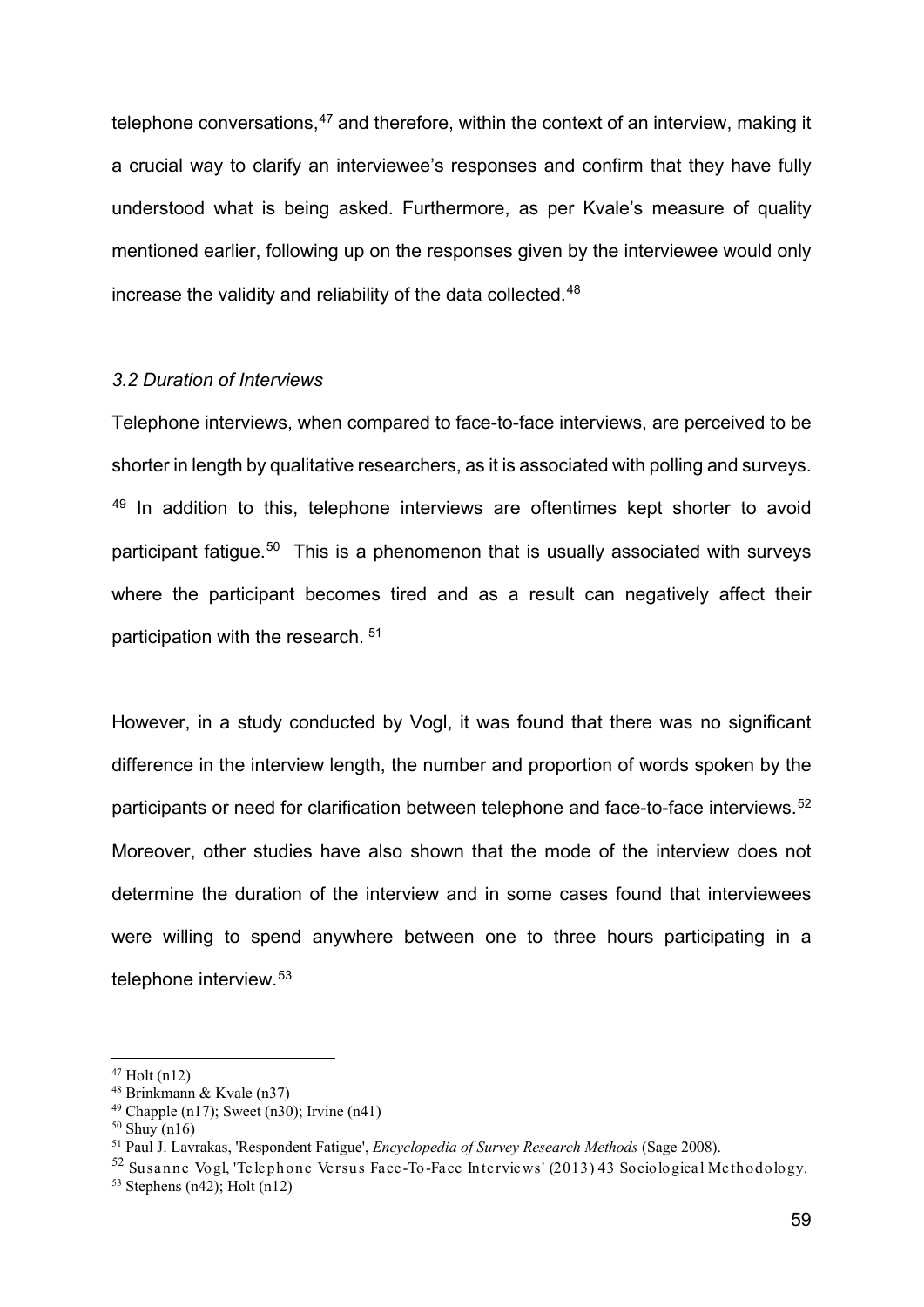telephone conversations,[47] and therefore, within the context of an interview, making it a crucial way to clarify an interviewee's responses and confirm that they have fully understood what is being asked. Furthermore, as per Kvale's measure of quality mentioned earlier, following up on the responses given by the interviewee would only increase the validity and reliability of the data collected.[48]

### *3.2 Duration of Interviews*

Telephone interviews, when compared to face-to-face interviews, are perceived to be shorter in length by qualitative researchers, as it is associated with polling and surveys.[49] In addition to this, telephone interviews are oftentimes kept shorter to avoid participant fatigue.[50] This is a phenomenon that is usually associated with surveys where the participant becomes tired and as a result can negatively affect their participation with the research.[51]

However, in a study conducted by Vogl, it was found that there was no significant difference in the interview length, the number and proportion of words spoken by the participants or need for clarification between telephone and face-to-face interviews.[52] Moreover, other studies have also shown that the mode of the interview does not determine the duration of the interview and in some cases found that interviewees were willing to spend anywhere between one to three hours participating in a telephone interview.[53]

---

[47] Holt (n12)
[48] Brinkmann & Kvale (n37)
[49] Chapple (n17); Sweet (n30); Irvine (n41)
[50] Shuy (n16)
[51] Paul J. Lavrakas, 'Respondent Fatigue', *Encyclopedia of Survey Research Methods* (Sage 2008).
[52] Susanne Vogl, 'Telephone Versus Face-To-Face Interviews' (2013) 43 Sociological Methodology.
[53] Stephens (n42); Holt (n12)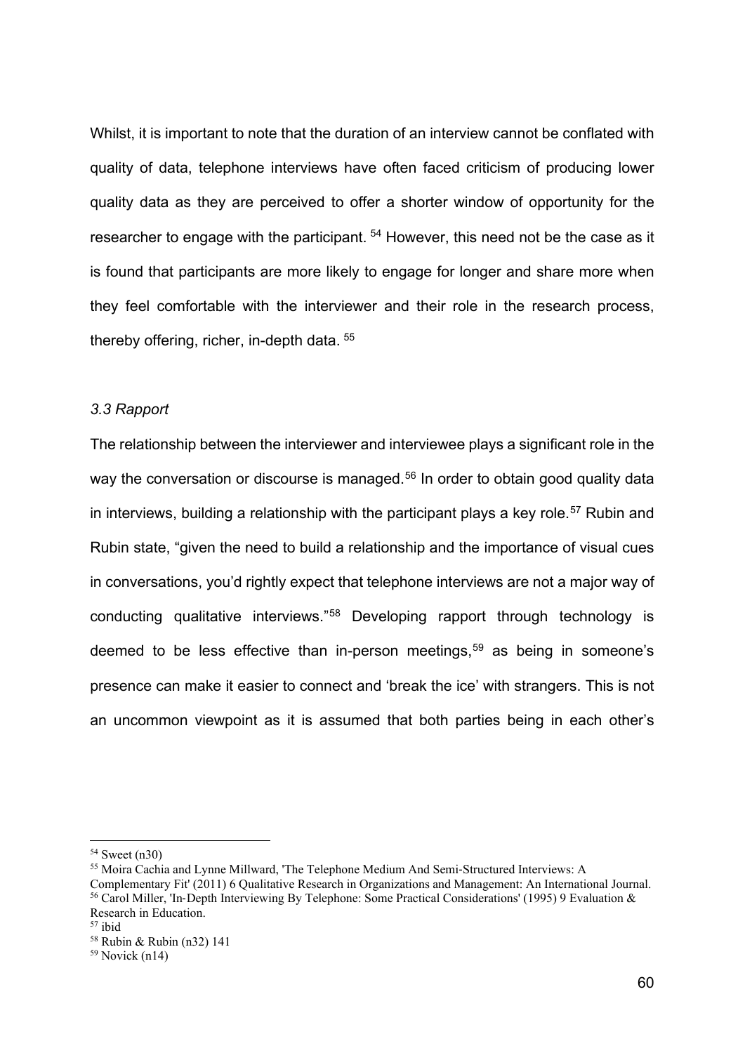Whilst, it is important to note that the duration of an interview cannot be conflated with quality of data, telephone interviews have often faced criticism of producing lower quality data as they are perceived to offer a shorter window of opportunity for the researcher to engage with the participant. [54] However, this need not be the case as it is found that participants are more likely to engage for longer and share more when they feel comfortable with the interviewer and their role in the research process, thereby offering, richer, in-depth data. [55]

### *3.3 Rapport*

The relationship between the interviewer and interviewee plays a significant role in the way the conversation or discourse is managed.[56] In order to obtain good quality data in interviews, building a relationship with the participant plays a key role.[57] Rubin and Rubin state, "given the need to build a relationship and the importance of visual cues in conversations, you'd rightly expect that telephone interviews are not a major way of conducting qualitative interviews."[58] Developing rapport through technology is deemed to be less effective than in-person meetings,[59] as being in someone's presence can make it easier to connect and 'break the ice' with strangers. This is not an uncommon viewpoint as it is assumed that both parties being in each other's

---

[54] Sweet (n30)

[55] Moira Cachia and Lynne Millward, 'The Telephone Medium And Semi-Structured Interviews: A Complementary Fit' (2011) 6 Qualitative Research in Organizations and Management: An International Journal.

[56] Carol Miller, 'In-Depth Interviewing By Telephone: Some Practical Considerations' (1995) 9 Evaluation & Research in Education.

[57] ibid

[58] Rubin & Rubin (n32) 141

[59] Novick (n14)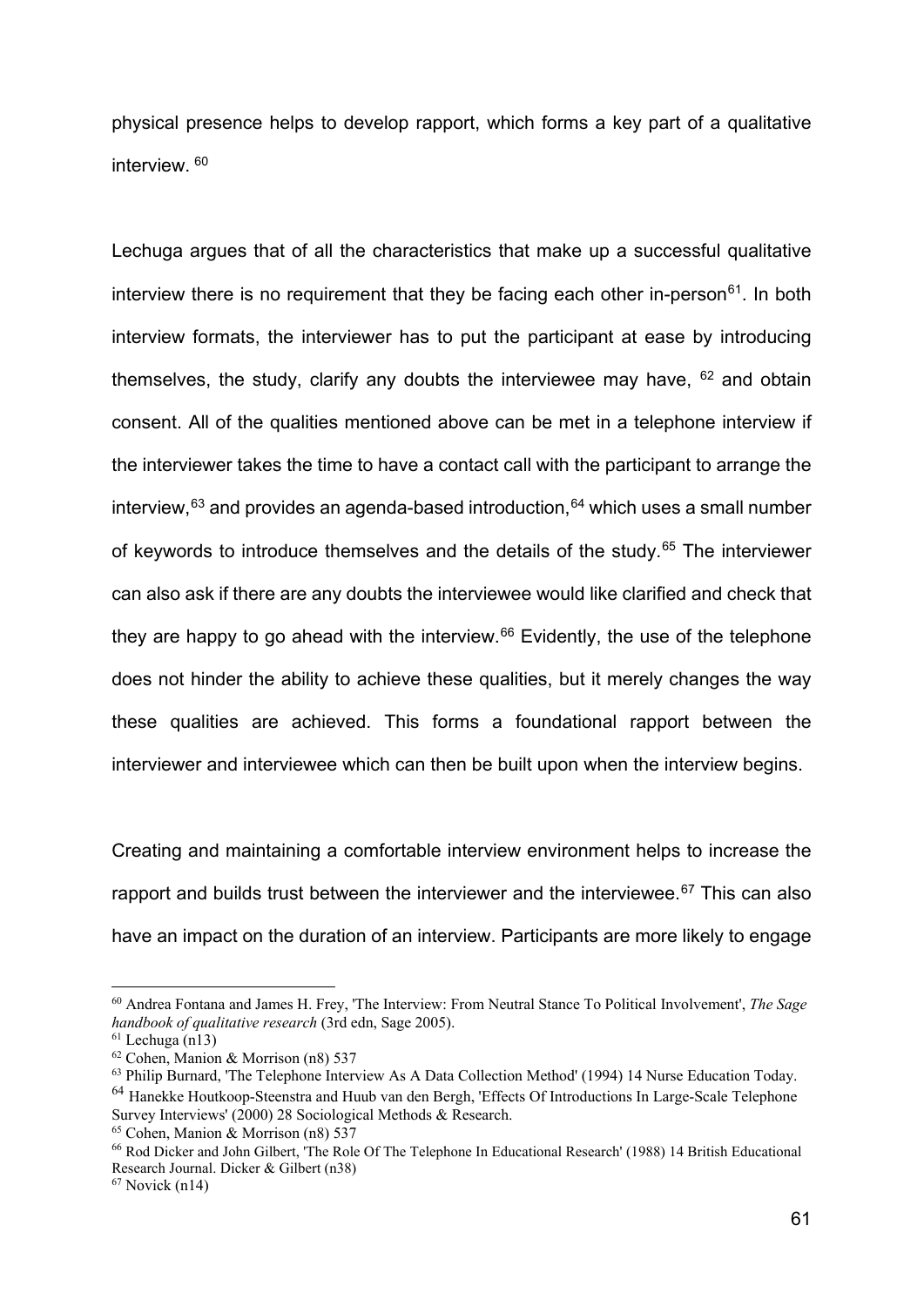physical presence helps to develop rapport, which forms a key part of a qualitative interview. [60]

Lechuga argues that of all the characteristics that make up a successful qualitative interview there is no requirement that they be facing each other in-person[61]. In both interview formats, the interviewer has to put the participant at ease by introducing themselves, the study, clarify any doubts the interviewee may have, [62] and obtain consent. All of the qualities mentioned above can be met in a telephone interview if the interviewer takes the time to have a contact call with the participant to arrange the interview,[63] and provides an agenda-based introduction,[64] which uses a small number of keywords to introduce themselves and the details of the study.[65] The interviewer can also ask if there are any doubts the interviewee would like clarified and check that they are happy to go ahead with the interview.[66] Evidently, the use of the telephone does not hinder the ability to achieve these qualities, but it merely changes the way these qualities are achieved. This forms a foundational rapport between the interviewer and interviewee which can then be built upon when the interview begins.

Creating and maintaining a comfortable interview environment helps to increase the rapport and builds trust between the interviewer and the interviewee.[67] This can also have an impact on the duration of an interview. Participants are more likely to engage

---

[60] Andrea Fontana and James H. Frey, 'The Interview: From Neutral Stance To Political Involvement', *The Sage handbook of qualitative research* (3rd edn, Sage 2005).

[61] Lechuga (n13)

[62] Cohen, Manion & Morrison (n8) 537

[63] Philip Burnard, 'The Telephone Interview As A Data Collection Method' (1994) 14 Nurse Education Today.

[64] Hanekke Houtkoop-Steenstra and Huub van den Bergh, 'Effects Of Introductions In Large-Scale Telephone Survey Interviews' (2000) 28 Sociological Methods & Research.

[65] Cohen, Manion & Morrison (n8) 537

[66] Rod Dicker and John Gilbert, 'The Role Of The Telephone In Educational Research' (1988) 14 British Educational Research Journal. Dicker & Gilbert (n38)

[67] Novick (n14)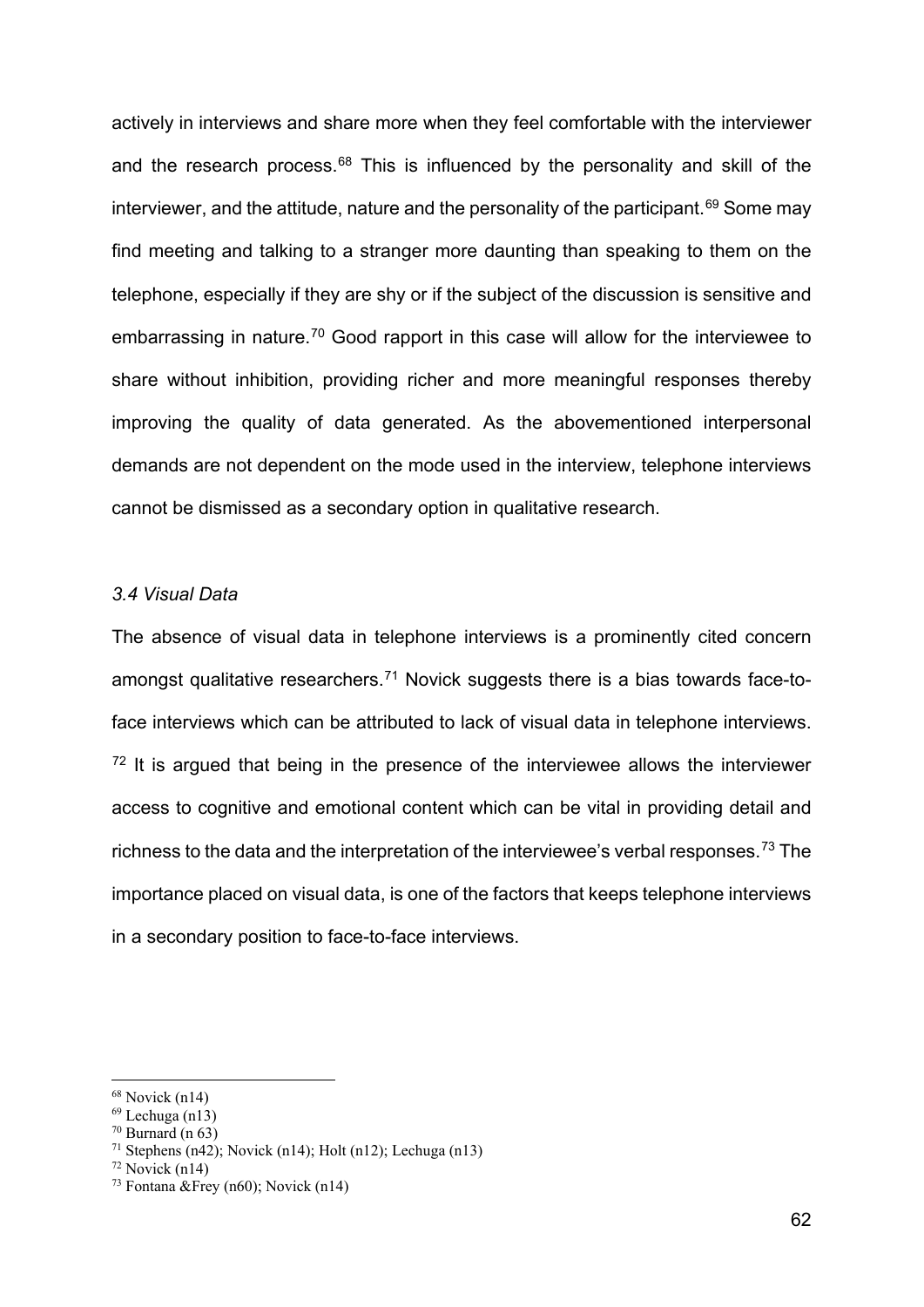actively in interviews and share more when they feel comfortable with the interviewer and the research process.[68] This is influenced by the personality and skill of the interviewer, and the attitude, nature and the personality of the participant.[69] Some may find meeting and talking to a stranger more daunting than speaking to them on the telephone, especially if they are shy or if the subject of the discussion is sensitive and embarrassing in nature.[70] Good rapport in this case will allow for the interviewee to share without inhibition, providing richer and more meaningful responses thereby improving the quality of data generated. As the abovementioned interpersonal demands are not dependent on the mode used in the interview, telephone interviews cannot be dismissed as a secondary option in qualitative research.

### *3.4 Visual Data*

The absence of visual data in telephone interviews is a prominently cited concern amongst qualitative researchers.[71] Novick suggests there is a bias towards face-to-face interviews which can be attributed to lack of visual data in telephone interviews. [72] It is argued that being in the presence of the interviewee allows the interviewer access to cognitive and emotional content which can be vital in providing detail and richness to the data and the interpretation of the interviewee's verbal responses.[73] The importance placed on visual data, is one of the factors that keeps telephone interviews in a secondary position to face-to-face interviews.

---

[68] Novick (n14)
[69] Lechuga (n13)
[70] Burnard (n 63)
[71] Stephens (n42); Novick (n14); Holt (n12); Lechuga (n13)
[72] Novick (n14)
[73] Fontana &Frey (n60); Novick (n14)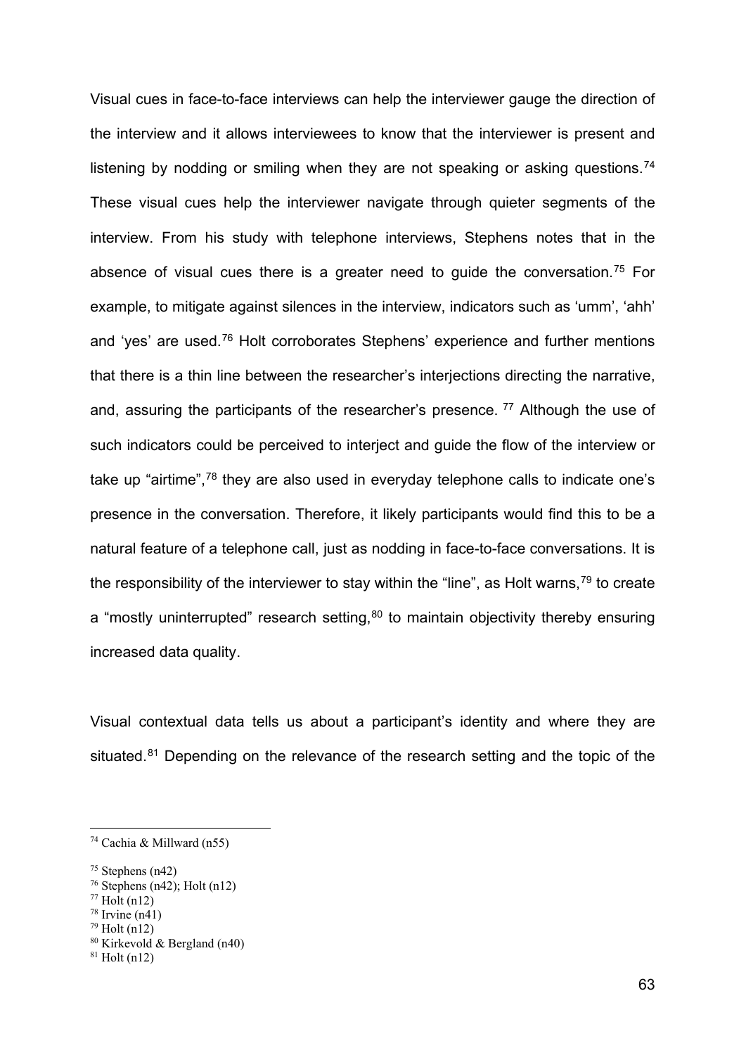Visual cues in face-to-face interviews can help the interviewer gauge the direction of the interview and it allows interviewees to know that the interviewer is present and listening by nodding or smiling when they are not speaking or asking questions.[74] These visual cues help the interviewer navigate through quieter segments of the interview. From his study with telephone interviews, Stephens notes that in the absence of visual cues there is a greater need to guide the conversation.[75] For example, to mitigate against silences in the interview, indicators such as 'umm', 'ahh' and 'yes' are used.[76] Holt corroborates Stephens' experience and further mentions that there is a thin line between the researcher's interjections directing the narrative, and, assuring the participants of the researcher's presence. [77] Although the use of such indicators could be perceived to interject and guide the flow of the interview or take up "airtime",[78] they are also used in everyday telephone calls to indicate one's presence in the conversation. Therefore, it likely participants would find this to be a natural feature of a telephone call, just as nodding in face-to-face conversations. It is the responsibility of the interviewer to stay within the "line", as Holt warns,[79] to create a "mostly uninterrupted" research setting,[80] to maintain objectivity thereby ensuring increased data quality.

Visual contextual data tells us about a participant's identity and where they are situated.[81] Depending on the relevance of the research setting and the topic of the

---

[74] Cachia & Millward (n55)

[75] Stephens (n42)

[76] Stephens (n42); Holt (n12)

[77] Holt (n12)

[78] Irvine (n41)

[79] Holt (n12)

[80] Kirkevold & Bergland (n40)

[81] Holt (n12)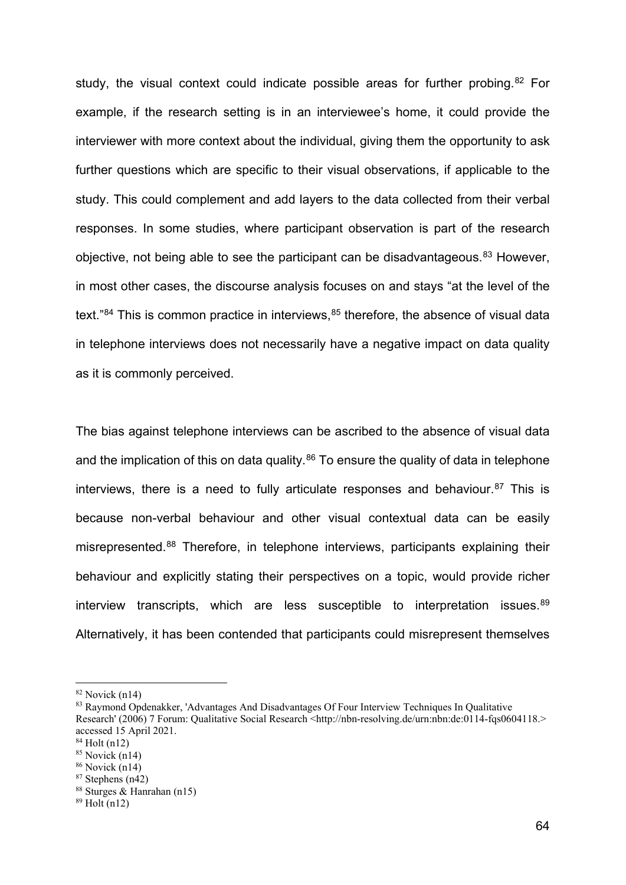study, the visual context could indicate possible areas for further probing.[82] For example, if the research setting is in an interviewee's home, it could provide the interviewer with more context about the individual, giving them the opportunity to ask further questions which are specific to their visual observations, if applicable to the study. This could complement and add layers to the data collected from their verbal responses. In some studies, where participant observation is part of the research objective, not being able to see the participant can be disadvantageous.[83] However, in most other cases, the discourse analysis focuses on and stays "at the level of the text."[84] This is common practice in interviews,[85] therefore, the absence of visual data in telephone interviews does not necessarily have a negative impact on data quality as it is commonly perceived.

The bias against telephone interviews can be ascribed to the absence of visual data and the implication of this on data quality.[86] To ensure the quality of data in telephone interviews, there is a need to fully articulate responses and behaviour.[87] This is because non-verbal behaviour and other visual contextual data can be easily misrepresented.[88] Therefore, in telephone interviews, participants explaining their behaviour and explicitly stating their perspectives on a topic, would provide richer interview transcripts, which are less susceptible to interpretation issues.[89] Alternatively, it has been contended that participants could misrepresent themselves

---

[82] Novick (n14)

[83] Raymond Opdenakker, 'Advantages And Disadvantages Of Four Interview Techniques In Qualitative Research' (2006) 7 Forum: Qualitative Social Research <http://nbn-resolving.de/urn:nbn:de:0114-fqs0604118.> accessed 15 April 2021.

[84] Holt (n12)

[85] Novick (n14)

[86] Novick (n14)

[87] Stephens (n42)

[88] Sturges & Hanrahan (n15)

[89] Holt (n12)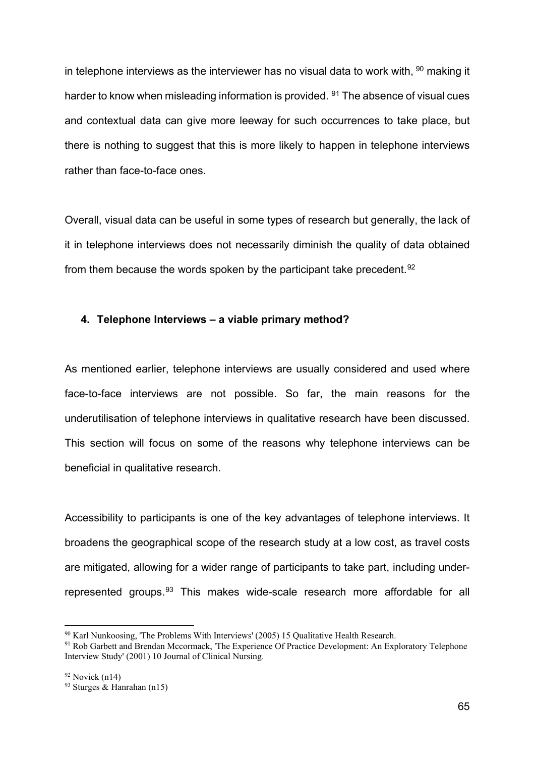in telephone interviews as the interviewer has no visual data to work with, [90] making it harder to know when misleading information is provided. [91] The absence of visual cues and contextual data can give more leeway for such occurrences to take place, but there is nothing to suggest that this is more likely to happen in telephone interviews rather than face-to-face ones.

Overall, visual data can be useful in some types of research but generally, the lack of it in telephone interviews does not necessarily diminish the quality of data obtained from them because the words spoken by the participant take precedent.[92]

#### 4. Telephone Interviews – a viable primary method?

As mentioned earlier, telephone interviews are usually considered and used where face-to-face interviews are not possible. So far, the main reasons for the underutilisation of telephone interviews in qualitative research have been discussed. This section will focus on some of the reasons why telephone interviews can be beneficial in qualitative research.

Accessibility to participants is one of the key advantages of telephone interviews. It broadens the geographical scope of the research study at a low cost, as travel costs are mitigated, allowing for a wider range of participants to take part, including under-represented groups.[93] This makes wide-scale research more affordable for all

---

[90] Karl Nunkoosing, 'The Problems With Interviews' (2005) 15 Qualitative Health Research.

[91] Rob Garbett and Brendan Mccormack, 'The Experience Of Practice Development: An Exploratory Telephone Interview Study' (2001) 10 Journal of Clinical Nursing.

[92] Novick (n14)

[93] Sturges & Hanrahan (n15)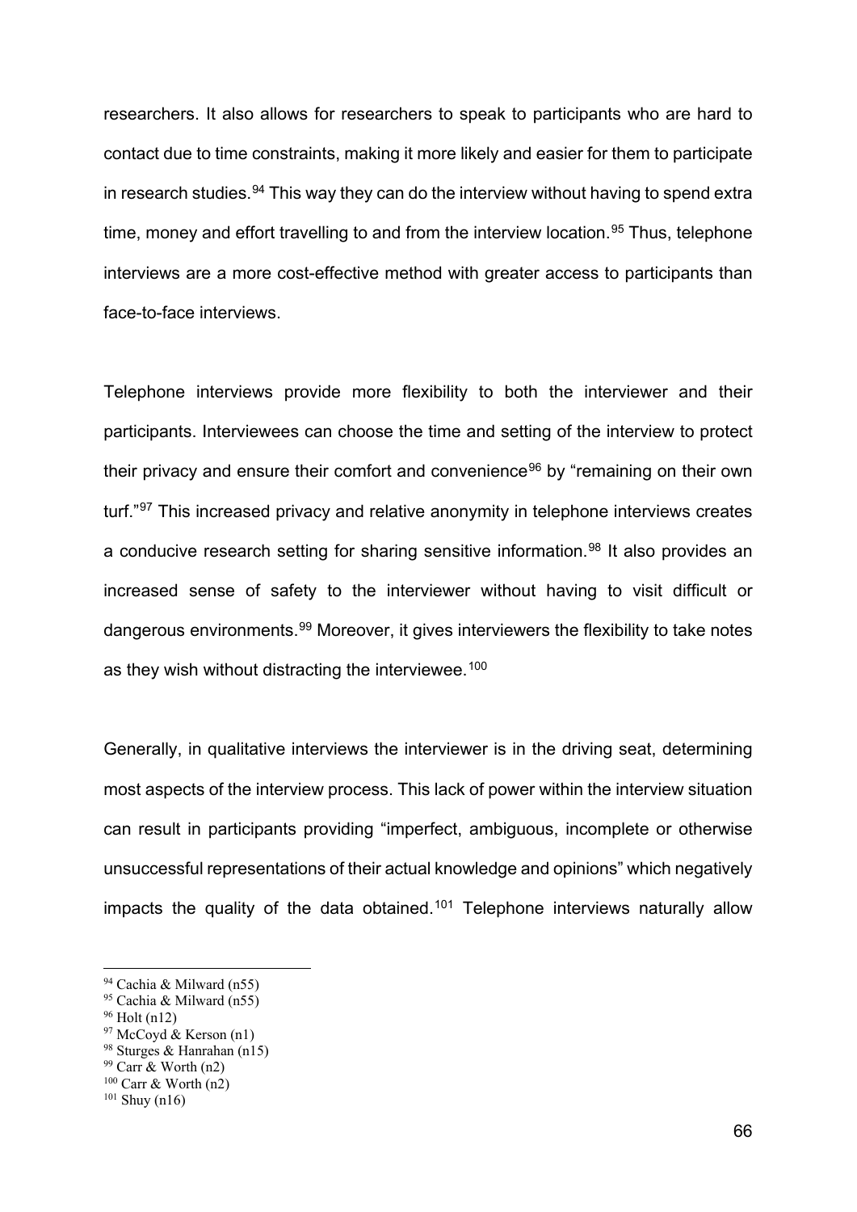researchers. It also allows for researchers to speak to participants who are hard to contact due to time constraints, making it more likely and easier for them to participate in research studies.[94] This way they can do the interview without having to spend extra time, money and effort travelling to and from the interview location.[95] Thus, telephone interviews are a more cost-effective method with greater access to participants than face-to-face interviews.

Telephone interviews provide more flexibility to both the interviewer and their participants. Interviewees can choose the time and setting of the interview to protect their privacy and ensure their comfort and convenience[96] by "remaining on their own turf."[97] This increased privacy and relative anonymity in telephone interviews creates a conducive research setting for sharing sensitive information.[98] It also provides an increased sense of safety to the interviewer without having to visit difficult or dangerous environments.[99] Moreover, it gives interviewers the flexibility to take notes as they wish without distracting the interviewee.[100]

Generally, in qualitative interviews the interviewer is in the driving seat, determining most aspects of the interview process. This lack of power within the interview situation can result in participants providing "imperfect, ambiguous, incomplete or otherwise unsuccessful representations of their actual knowledge and opinions" which negatively impacts the quality of the data obtained.[101] Telephone interviews naturally allow

---

[94] Cachia & Milward (n55)
[95] Cachia & Milward (n55)
[96] Holt (n12)
[97] McCoyd & Kerson (n1)
[98] Sturges & Hanrahan (n15)
[99] Carr & Worth (n2)
[100] Carr & Worth (n2)
[101] Shuy (n16)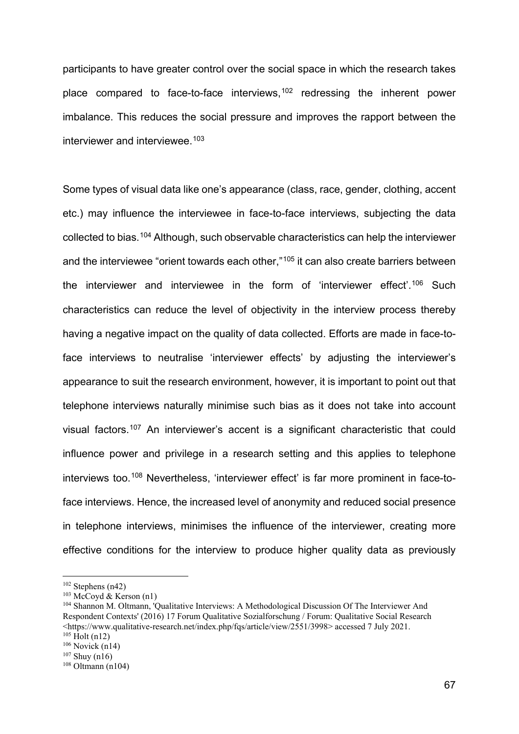participants to have greater control over the social space in which the research takes place compared to face-to-face interviews,[102] redressing the inherent power imbalance. This reduces the social pressure and improves the rapport between the interviewer and interviewee.[103]

Some types of visual data like one's appearance (class, race, gender, clothing, accent etc.) may influence the interviewee in face-to-face interviews, subjecting the data collected to bias.[104] Although, such observable characteristics can help the interviewer and the interviewee "orient towards each other,"[105] it can also create barriers between the interviewer and interviewee in the form of 'interviewer effect'.[106] Such characteristics can reduce the level of objectivity in the interview process thereby having a negative impact on the quality of data collected. Efforts are made in face-to-face interviews to neutralise 'interviewer effects' by adjusting the interviewer's appearance to suit the research environment, however, it is important to point out that telephone interviews naturally minimise such bias as it does not take into account visual factors.[107] An interviewer's accent is a significant characteristic that could influence power and privilege in a research setting and this applies to telephone interviews too.[108] Nevertheless, 'interviewer effect' is far more prominent in face-to-face interviews. Hence, the increased level of anonymity and reduced social presence in telephone interviews, minimises the influence of the interviewer, creating more effective conditions for the interview to produce higher quality data as previously

---

[102] Stephens (n42)

[103] McCoyd & Kerson (n1)

[104] Shannon M. Oltmann, 'Qualitative Interviews: A Methodological Discussion Of The Interviewer And Respondent Contexts' (2016) 17 Forum Qualitative Sozialforschung / Forum: Qualitative Social Research <https://www.qualitative-research.net/index.php/fqs/article/view/2551/3998> accessed 7 July 2021.

[105] Holt (n12)

[106] Novick (n14)

[107] Shuy (n16)

[108] Oltmann (n104)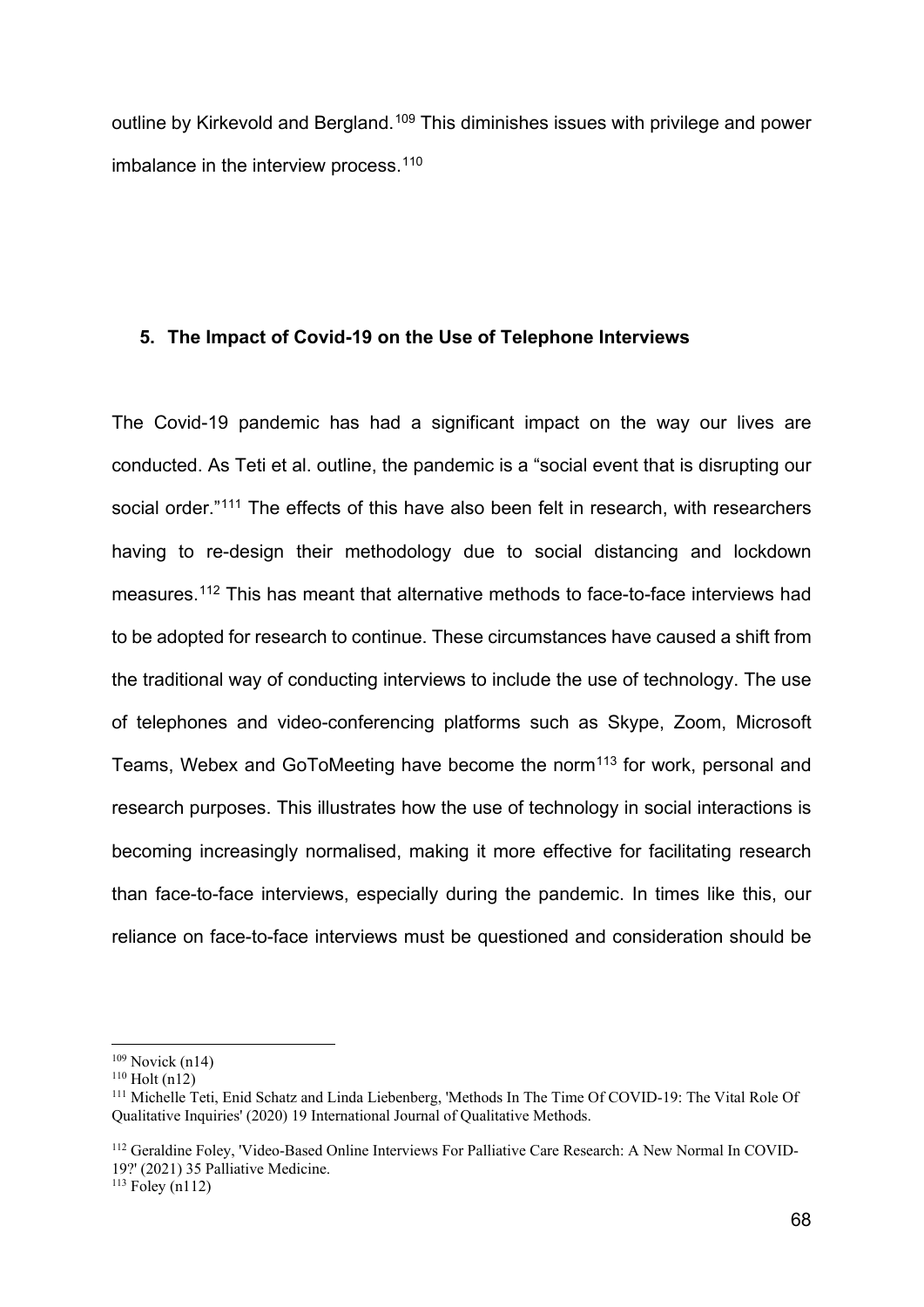outline by Kirkevold and Bergland.[109] This diminishes issues with privilege and power imbalance in the interview process.[110]

## 5. The Impact of Covid-19 on the Use of Telephone Interviews

The Covid-19 pandemic has had a significant impact on the way our lives are conducted. As Teti et al. outline, the pandemic is a "social event that is disrupting our social order."[111] The effects of this have also been felt in research, with researchers having to re-design their methodology due to social distancing and lockdown measures.[112] This has meant that alternative methods to face-to-face interviews had to be adopted for research to continue. These circumstances have caused a shift from the traditional way of conducting interviews to include the use of technology. The use of telephones and video-conferencing platforms such as Skype, Zoom, Microsoft Teams, Webex and GoToMeeting have become the norm[113] for work, personal and research purposes. This illustrates how the use of technology in social interactions is becoming increasingly normalised, making it more effective for facilitating research than face-to-face interviews, especially during the pandemic. In times like this, our reliance on face-to-face interviews must be questioned and consideration should be

---

[109] Novick (n14)

[110] Holt (n12)

[111] Michelle Teti, Enid Schatz and Linda Liebenberg, 'Methods In The Time Of COVID-19: The Vital Role Of Qualitative Inquiries' (2020) 19 International Journal of Qualitative Methods.

[112] Geraldine Foley, 'Video-Based Online Interviews For Palliative Care Research: A New Normal In COVID-19?' (2021) 35 Palliative Medicine.

[113] Foley (n112)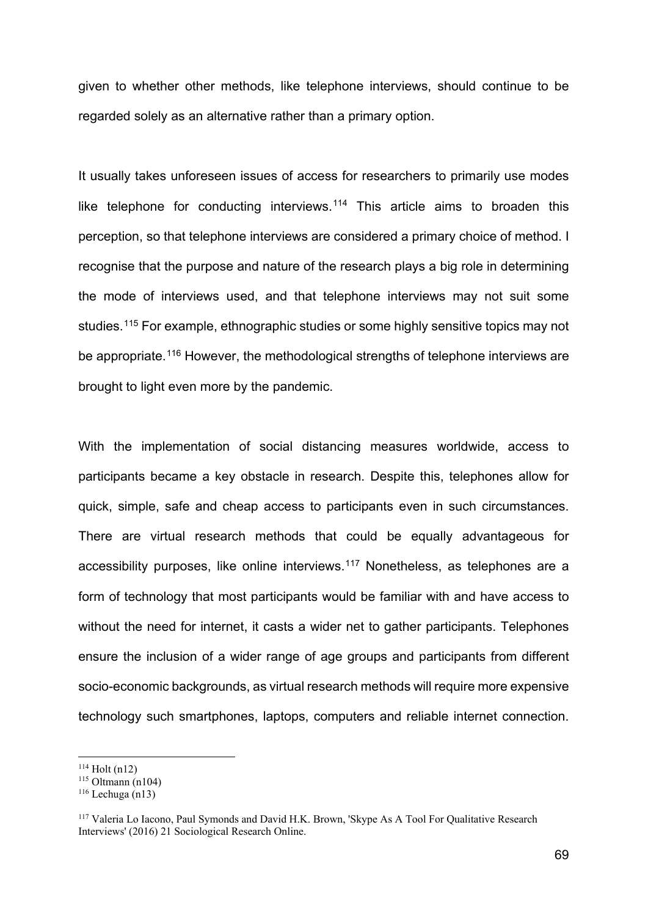given to whether other methods, like telephone interviews, should continue to be regarded solely as an alternative rather than a primary option.

It usually takes unforeseen issues of access for researchers to primarily use modes like telephone for conducting interviews.[114] This article aims to broaden this perception, so that telephone interviews are considered a primary choice of method. I recognise that the purpose and nature of the research plays a big role in determining the mode of interviews used, and that telephone interviews may not suit some studies.[115] For example, ethnographic studies or some highly sensitive topics may not be appropriate.[116] However, the methodological strengths of telephone interviews are brought to light even more by the pandemic.

With the implementation of social distancing measures worldwide, access to participants became a key obstacle in research. Despite this, telephones allow for quick, simple, safe and cheap access to participants even in such circumstances. There are virtual research methods that could be equally advantageous for accessibility purposes, like online interviews.[117] Nonetheless, as telephones are a form of technology that most participants would be familiar with and have access to without the need for internet, it casts a wider net to gather participants. Telephones ensure the inclusion of a wider range of age groups and participants from different socio-economic backgrounds, as virtual research methods will require more expensive technology such smartphones, laptops, computers and reliable internet connection.

---

[114] Holt (n12)
[115] Oltmann (n104)
[116] Lechuga (n13)

[117] Valeria Lo Iacono, Paul Symonds and David H.K. Brown, 'Skype As A Tool For Qualitative Research Interviews' (2016) 21 Sociological Research Online.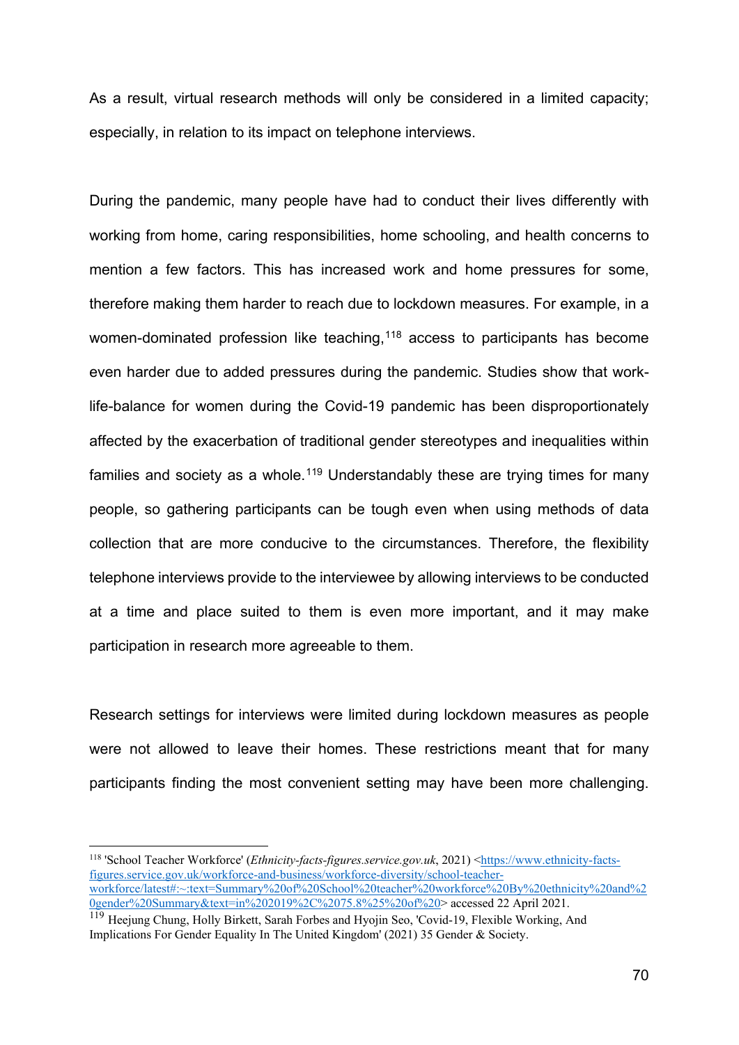As a result, virtual research methods will only be considered in a limited capacity; especially, in relation to its impact on telephone interviews.

During the pandemic, many people have had to conduct their lives differently with working from home, caring responsibilities, home schooling, and health concerns to mention a few factors. This has increased work and home pressures for some, therefore making them harder to reach due to lockdown measures. For example, in a women-dominated profession like teaching,[118] access to participants has become even harder due to added pressures during the pandemic. Studies show that work-life-balance for women during the Covid-19 pandemic has been disproportionately affected by the exacerbation of traditional gender stereotypes and inequalities within families and society as a whole.[119] Understandably these are trying times for many people, so gathering participants can be tough even when using methods of data collection that are more conducive to the circumstances. Therefore, the flexibility telephone interviews provide to the interviewee by allowing interviews to be conducted at a time and place suited to them is even more important, and it may make participation in research more agreeable to them.

Research settings for interviews were limited during lockdown measures as people were not allowed to leave their homes. These restrictions meant that for many participants finding the most convenient setting may have been more challenging.

---

[118] 'School Teacher Workforce' (*Ethnicity-facts-figures.service.gov.uk*, 2021) <https://www.ethnicity-facts-figures.service.gov.uk/workforce-and-business/workforce-diversity/school-teacher-workforce/latest#:~:text=Summary%20of%20School%20teacher%20workforce%20By%20ethnicity%20and%20gender%20Summary&text=in%202019%2C%2075.8%25%20of%20> accessed 22 April 2021.

[119] Heejung Chung, Holly Birkett, Sarah Forbes and Hyojin Seo, 'Covid-19, Flexible Working, And Implications For Gender Equality In The United Kingdom' (2021) 35 Gender & Society.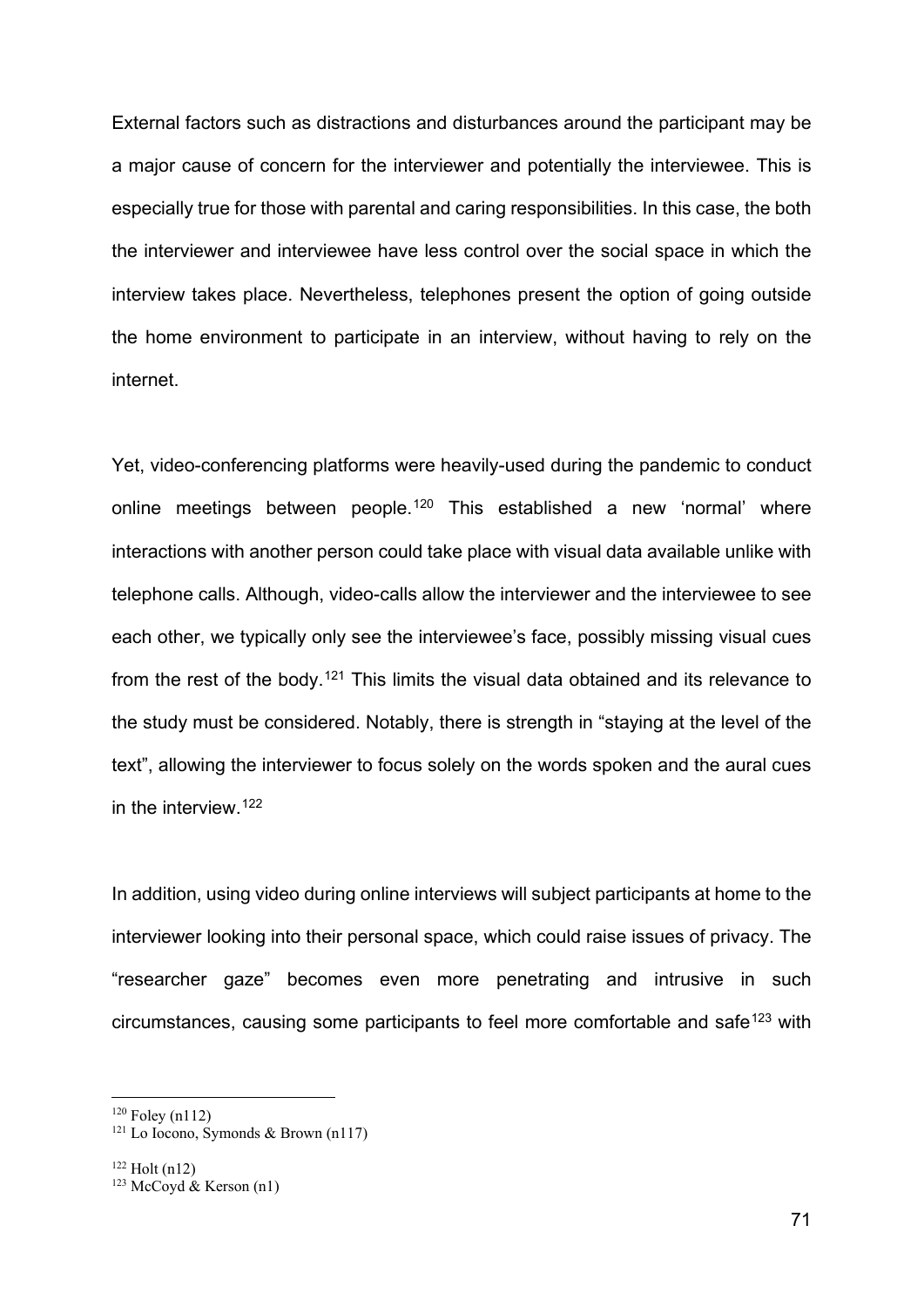External factors such as distractions and disturbances around the participant may be a major cause of concern for the interviewer and potentially the interviewee. This is especially true for those with parental and caring responsibilities. In this case, the both the interviewer and interviewee have less control over the social space in which the interview takes place. Nevertheless, telephones present the option of going outside the home environment to participate in an interview, without having to rely on the internet.

Yet, video-conferencing platforms were heavily-used during the pandemic to conduct online meetings between people.[120] This established a new 'normal' where interactions with another person could take place with visual data available unlike with telephone calls. Although, video-calls allow the interviewer and the interviewee to see each other, we typically only see the interviewee's face, possibly missing visual cues from the rest of the body.[121] This limits the visual data obtained and its relevance to the study must be considered. Notably, there is strength in "staying at the level of the text", allowing the interviewer to focus solely on the words spoken and the aural cues in the interview.[122]

In addition, using video during online interviews will subject participants at home to the interviewer looking into their personal space, which could raise issues of privacy. The "researcher gaze" becomes even more penetrating and intrusive in such circumstances, causing some participants to feel more comfortable and safe[123] with

---

[120] Foley (n112)

[121] Lo Iocono, Symonds & Brown (n117)

[122] Holt (n12)

[123] McCoyd & Kerson (n1)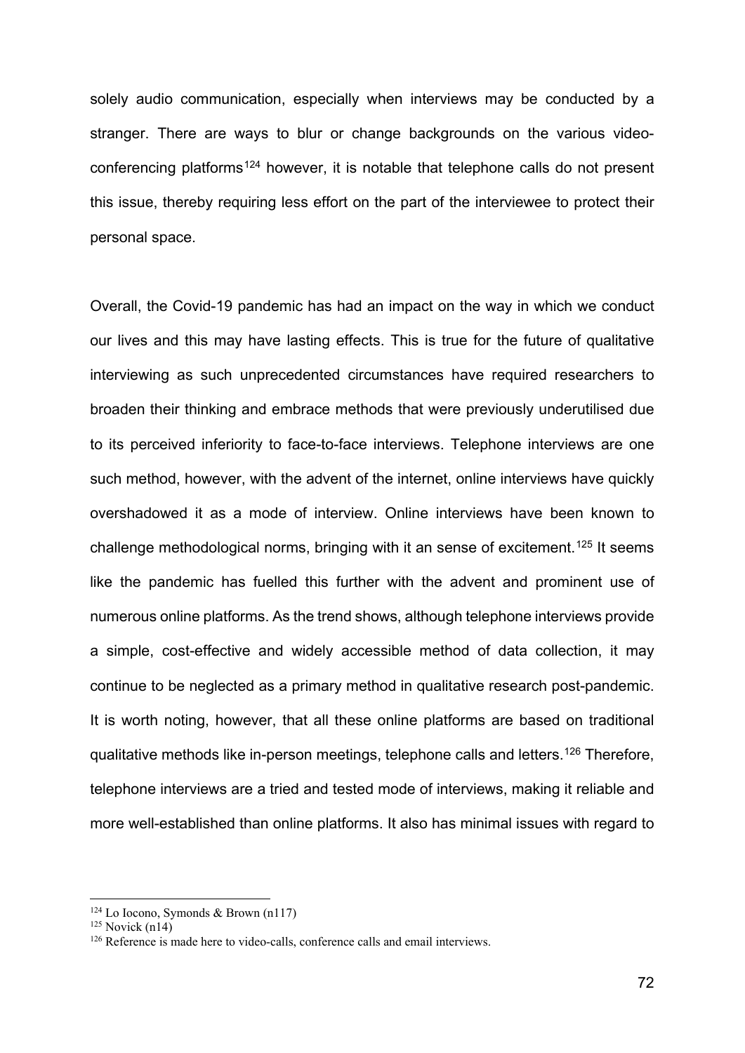solely audio communication, especially when interviews may be conducted by a stranger. There are ways to blur or change backgrounds on the various video-conferencing platforms[124] however, it is notable that telephone calls do not present this issue, thereby requiring less effort on the part of the interviewee to protect their personal space.

Overall, the Covid-19 pandemic has had an impact on the way in which we conduct our lives and this may have lasting effects. This is true for the future of qualitative interviewing as such unprecedented circumstances have required researchers to broaden their thinking and embrace methods that were previously underutilised due to its perceived inferiority to face-to-face interviews. Telephone interviews are one such method, however, with the advent of the internet, online interviews have quickly overshadowed it as a mode of interview. Online interviews have been known to challenge methodological norms, bringing with it an sense of excitement.[125] It seems like the pandemic has fuelled this further with the advent and prominent use of numerous online platforms. As the trend shows, although telephone interviews provide a simple, cost-effective and widely accessible method of data collection, it may continue to be neglected as a primary method in qualitative research post-pandemic. It is worth noting, however, that all these online platforms are based on traditional qualitative methods like in-person meetings, telephone calls and letters.[126] Therefore, telephone interviews are a tried and tested mode of interviews, making it reliable and more well-established than online platforms. It also has minimal issues with regard to

---

[124] Lo Iocono, Symonds & Brown (n117)

[125] Novick (n14)

[126] Reference is made here to video-calls, conference calls and email interviews.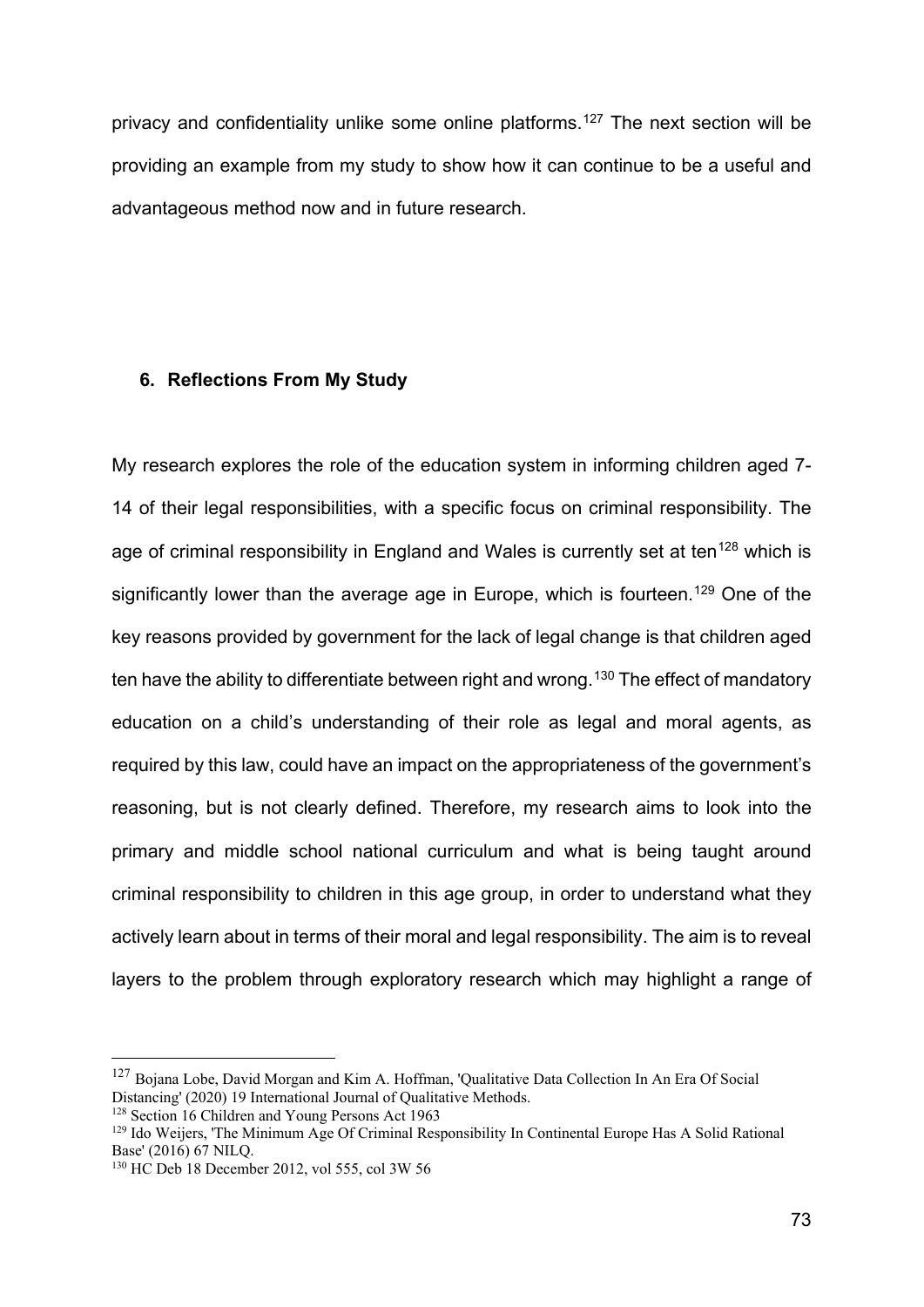privacy and confidentiality unlike some online platforms.[127] The next section will be providing an example from my study to show how it can continue to be a useful and advantageous method now and in future research.

## 6. Reflections From My Study

My research explores the role of the education system in informing children aged 7-14 of their legal responsibilities, with a specific focus on criminal responsibility. The age of criminal responsibility in England and Wales is currently set at ten[128] which is significantly lower than the average age in Europe, which is fourteen.[129] One of the key reasons provided by government for the lack of legal change is that children aged ten have the ability to differentiate between right and wrong.[130] The effect of mandatory education on a child's understanding of their role as legal and moral agents, as required by this law, could have an impact on the appropriateness of the government's reasoning, but is not clearly defined. Therefore, my research aims to look into the primary and middle school national curriculum and what is being taught around criminal responsibility to children in this age group, in order to understand what they actively learn about in terms of their moral and legal responsibility. The aim is to reveal layers to the problem through exploratory research which may highlight a range of

---

[127] Bojana Lobe, David Morgan and Kim A. Hoffman, 'Qualitative Data Collection In An Era Of Social Distancing' (2020) 19 International Journal of Qualitative Methods.

[128] Section 16 Children and Young Persons Act 1963

[129] Ido Weijers, 'The Minimum Age Of Criminal Responsibility In Continental Europe Has A Solid Rational Base' (2016) 67 NILQ.

[130] HC Deb 18 December 2012, vol 555, col 3W 56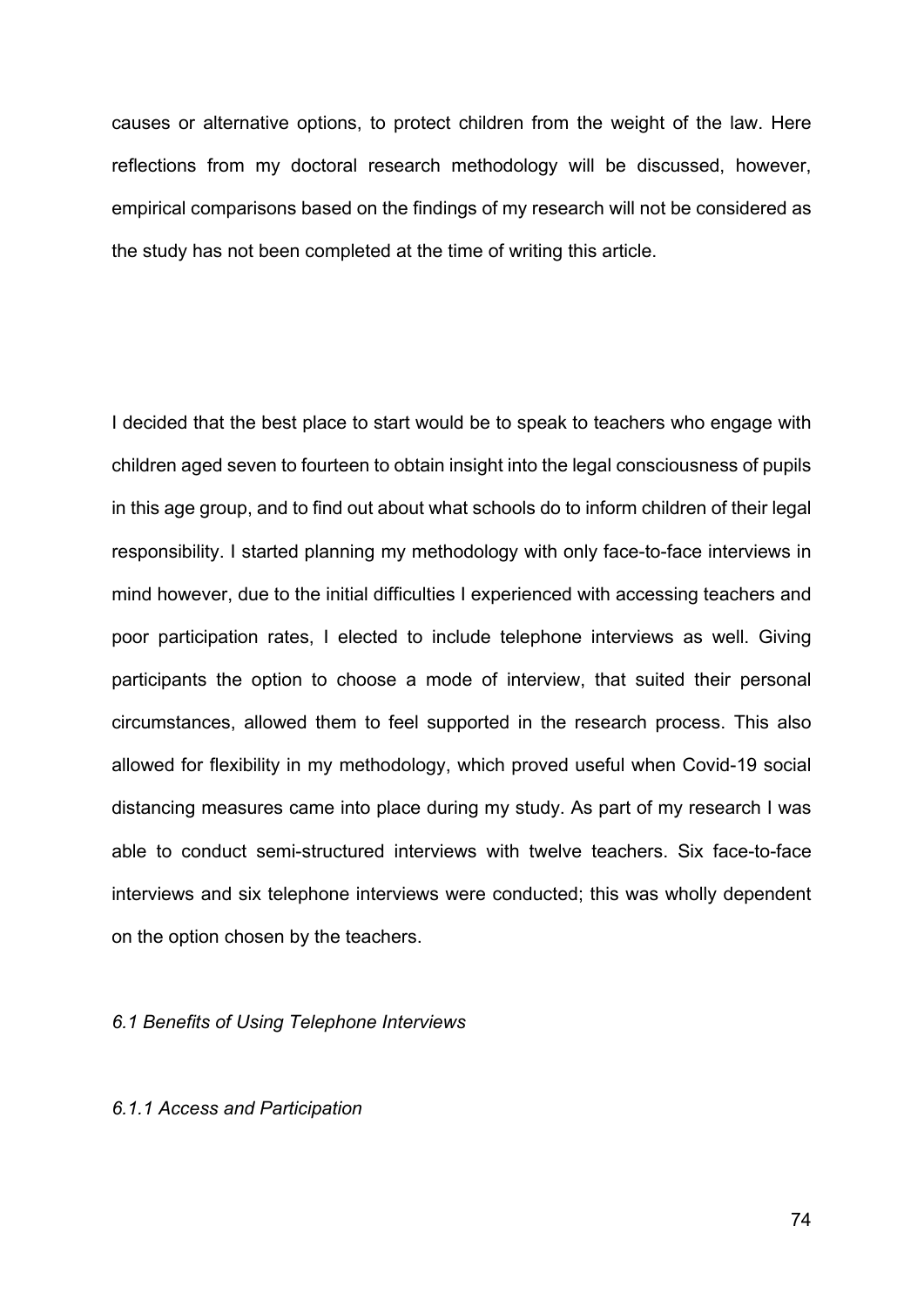causes or alternative options, to protect children from the weight of the law. Here reflections from my doctoral research methodology will be discussed, however, empirical comparisons based on the findings of my research will not be considered as the study has not been completed at the time of writing this article.

I decided that the best place to start would be to speak to teachers who engage with children aged seven to fourteen to obtain insight into the legal consciousness of pupils in this age group, and to find out about what schools do to inform children of their legal responsibility. I started planning my methodology with only face-to-face interviews in mind however, due to the initial difficulties I experienced with accessing teachers and poor participation rates, I elected to include telephone interviews as well. Giving participants the option to choose a mode of interview, that suited their personal circumstances, allowed them to feel supported in the research process. This also allowed for flexibility in my methodology, which proved useful when Covid-19 social distancing measures came into place during my study. As part of my research I was able to conduct semi-structured interviews with twelve teachers. Six face-to-face interviews and six telephone interviews were conducted; this was wholly dependent on the option chosen by the teachers.

### *6.1 Benefits of Using Telephone Interviews*

#### *6.1.1 Access and Participation*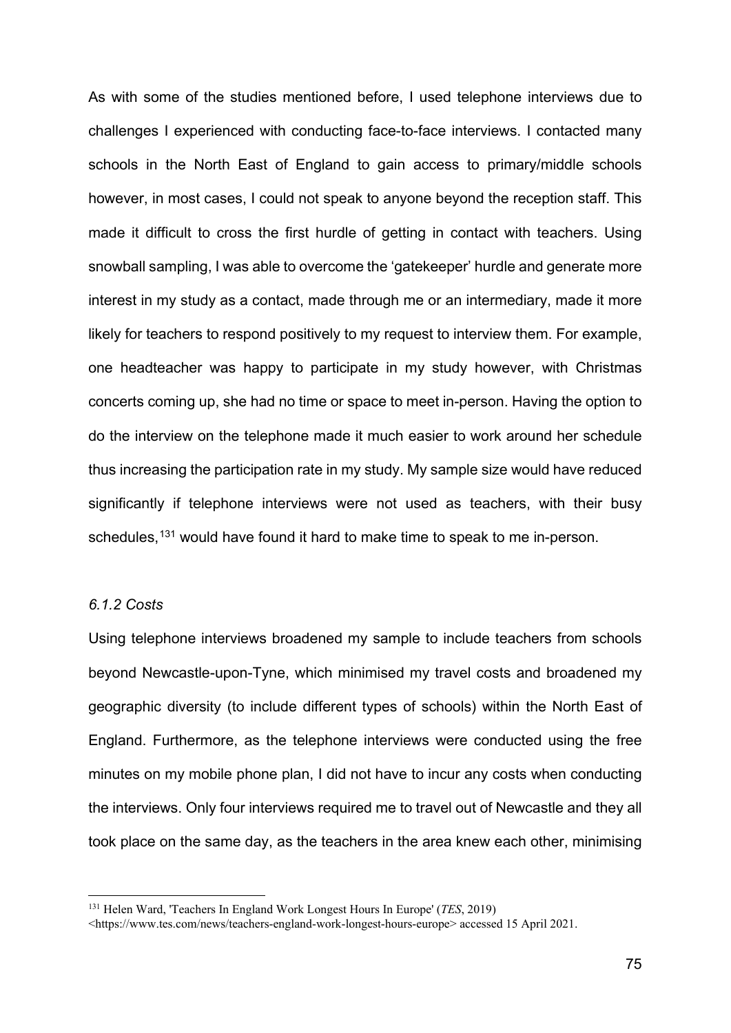As with some of the studies mentioned before, I used telephone interviews due to challenges I experienced with conducting face-to-face interviews. I contacted many schools in the North East of England to gain access to primary/middle schools however, in most cases, I could not speak to anyone beyond the reception staff. This made it difficult to cross the first hurdle of getting in contact with teachers. Using snowball sampling, I was able to overcome the 'gatekeeper' hurdle and generate more interest in my study as a contact, made through me or an intermediary, made it more likely for teachers to respond positively to my request to interview them. For example, one headteacher was happy to participate in my study however, with Christmas concerts coming up, she had no time or space to meet in-person. Having the option to do the interview on the telephone made it much easier to work around her schedule thus increasing the participation rate in my study. My sample size would have reduced significantly if telephone interviews were not used as teachers, with their busy schedules,[131] would have found it hard to make time to speak to me in-person.

### *6.1.2 Costs*

Using telephone interviews broadened my sample to include teachers from schools beyond Newcastle-upon-Tyne, which minimised my travel costs and broadened my geographic diversity (to include different types of schools) within the North East of England. Furthermore, as the telephone interviews were conducted using the free minutes on my mobile phone plan, I did not have to incur any costs when conducting the interviews. Only four interviews required me to travel out of Newcastle and they all took place on the same day, as the teachers in the area knew each other, minimising

---

[131] Helen Ward, 'Teachers In England Work Longest Hours In Europe' (*TES*, 2019) <https://www.tes.com/news/teachers-england-work-longest-hours-europe> accessed 15 April 2021.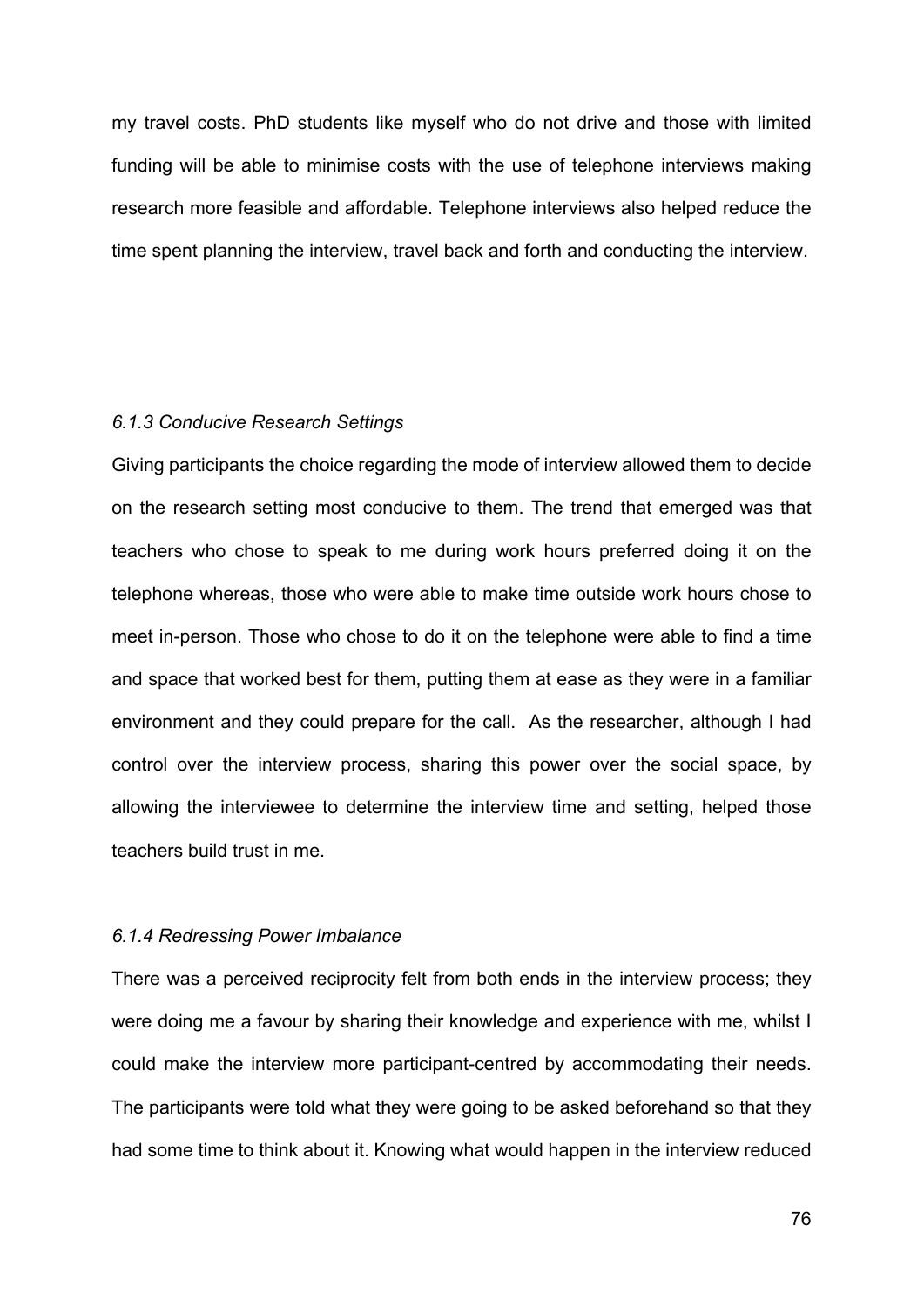my travel costs. PhD students like myself who do not drive and those with limited funding will be able to minimise costs with the use of telephone interviews making research more feasible and affordable. Telephone interviews also helped reduce the time spent planning the interview, travel back and forth and conducting the interview.

*6.1.3 Conducive Research Settings*

Giving participants the choice regarding the mode of interview allowed them to decide on the research setting most conducive to them. The trend that emerged was that teachers who chose to speak to me during work hours preferred doing it on the telephone whereas, those who were able to make time outside work hours chose to meet in-person. Those who chose to do it on the telephone were able to find a time and space that worked best for them, putting them at ease as they were in a familiar environment and they could prepare for the call. As the researcher, although I had control over the interview process, sharing this power over the social space, by allowing the interviewee to determine the interview time and setting, helped those teachers build trust in me.

*6.1.4 Redressing Power Imbalance*

There was a perceived reciprocity felt from both ends in the interview process; they were doing me a favour by sharing their knowledge and experience with me, whilst I could make the interview more participant-centred by accommodating their needs. The participants were told what they were going to be asked beforehand so that they had some time to think about it. Knowing what would happen in the interview reduced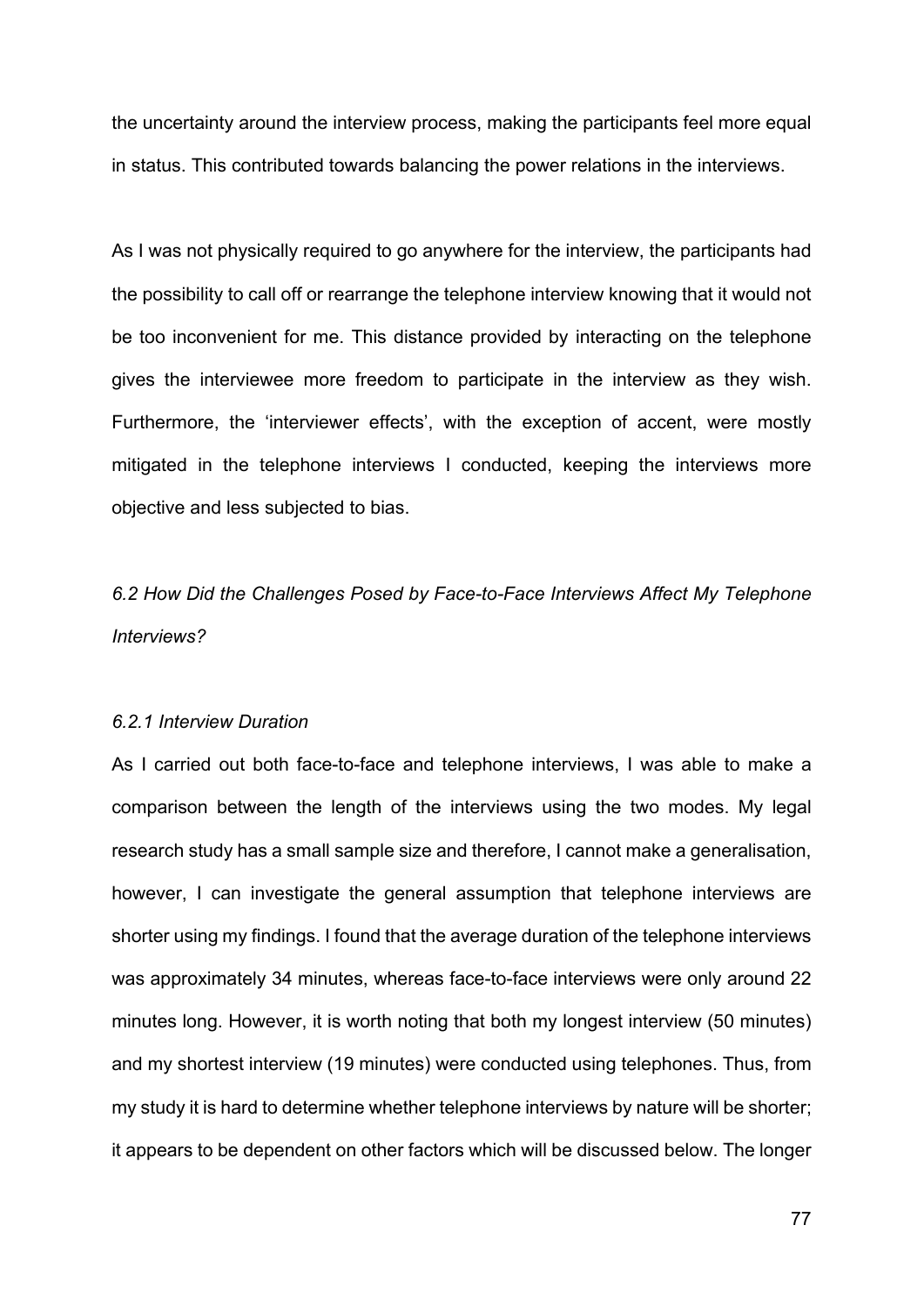the uncertainty around the interview process, making the participants feel more equal in status. This contributed towards balancing the power relations in the interviews.

As I was not physically required to go anywhere for the interview, the participants had the possibility to call off or rearrange the telephone interview knowing that it would not be too inconvenient for me. This distance provided by interacting on the telephone gives the interviewee more freedom to participate in the interview as they wish. Furthermore, the 'interviewer effects', with the exception of accent, were mostly mitigated in the telephone interviews I conducted, keeping the interviews more objective and less subjected to bias.

### *6.2 How Did the Challenges Posed by Face-to-Face Interviews Affect My Telephone Interviews?*

#### *6.2.1 Interview Duration*

As I carried out both face-to-face and telephone interviews, I was able to make a comparison between the length of the interviews using the two modes. My legal research study has a small sample size and therefore, I cannot make a generalisation, however, I can investigate the general assumption that telephone interviews are shorter using my findings. I found that the average duration of the telephone interviews was approximately 34 minutes, whereas face-to-face interviews were only around 22 minutes long. However, it is worth noting that both my longest interview (50 minutes) and my shortest interview (19 minutes) were conducted using telephones. Thus, from my study it is hard to determine whether telephone interviews by nature will be shorter; it appears to be dependent on other factors which will be discussed below. The longer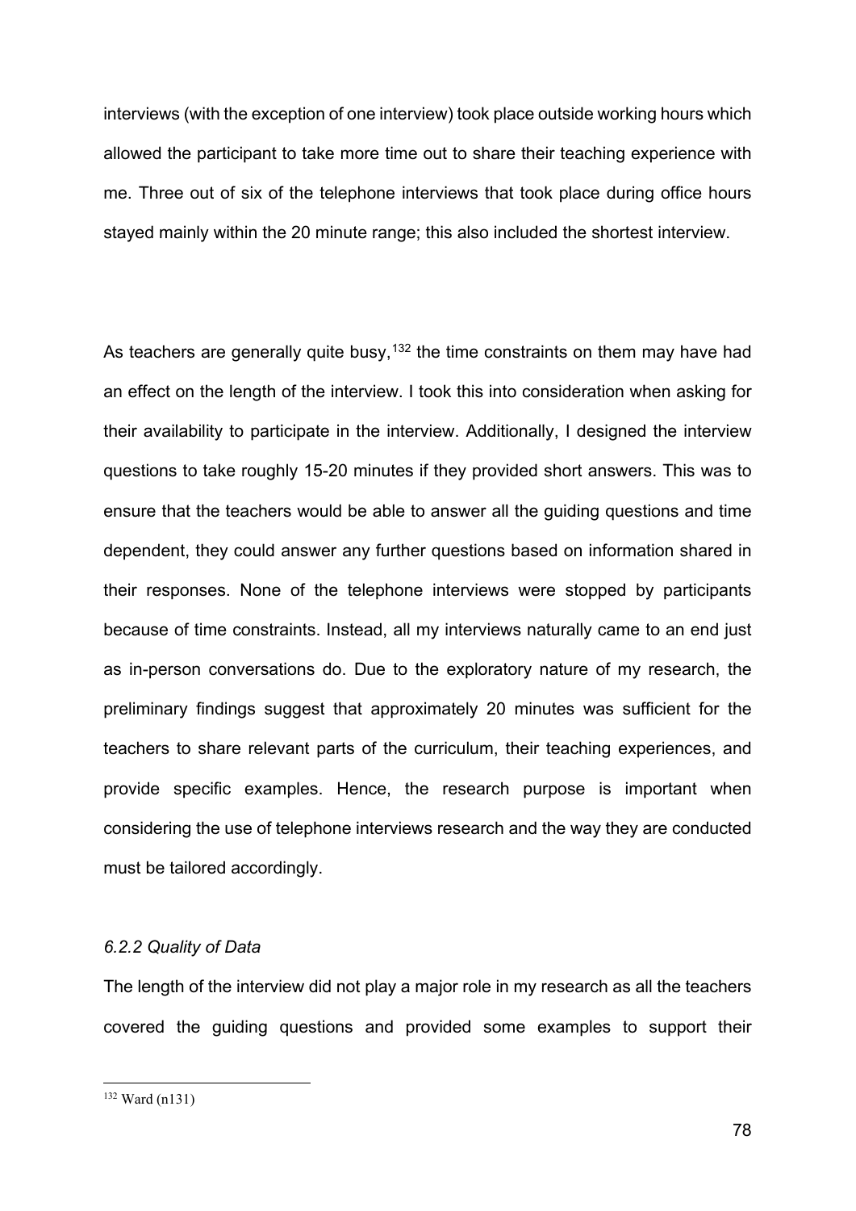interviews (with the exception of one interview) took place outside working hours which allowed the participant to take more time out to share their teaching experience with me. Three out of six of the telephone interviews that took place during office hours stayed mainly within the 20 minute range; this also included the shortest interview.

As teachers are generally quite busy,[132] the time constraints on them may have had an effect on the length of the interview. I took this into consideration when asking for their availability to participate in the interview. Additionally, I designed the interview questions to take roughly 15-20 minutes if they provided short answers. This was to ensure that the teachers would be able to answer all the guiding questions and time dependent, they could answer any further questions based on information shared in their responses. None of the telephone interviews were stopped by participants because of time constraints. Instead, all my interviews naturally came to an end just as in-person conversations do. Due to the exploratory nature of my research, the preliminary findings suggest that approximately 20 minutes was sufficient for the teachers to share relevant parts of the curriculum, their teaching experiences, and provide specific examples. Hence, the research purpose is important when considering the use of telephone interviews research and the way they are conducted must be tailored accordingly.

#### *6.2.2 Quality of Data*

The length of the interview did not play a major role in my research as all the teachers covered the guiding questions and provided some examples to support their

[132] Ward (n131)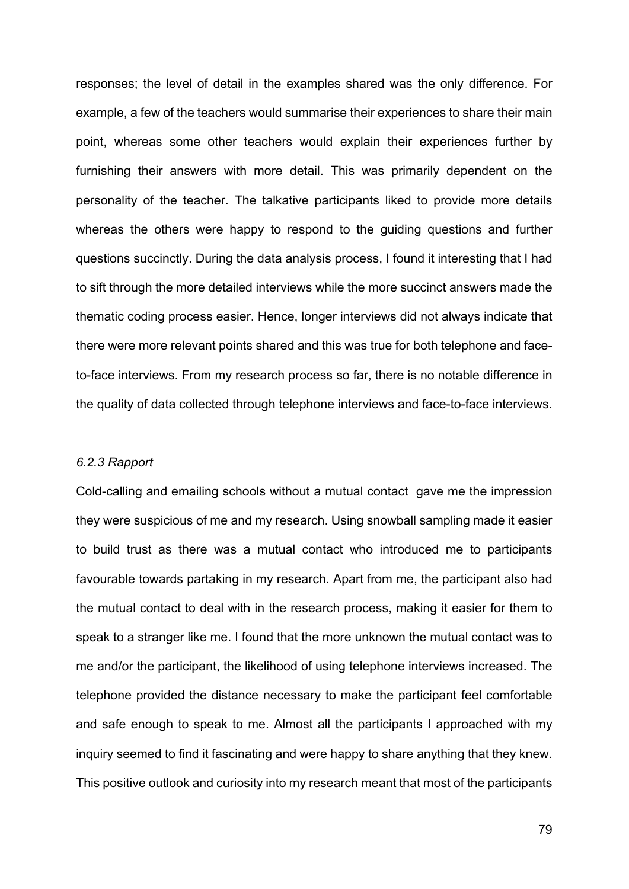responses; the level of detail in the examples shared was the only difference. For example, a few of the teachers would summarise their experiences to share their main point, whereas some other teachers would explain their experiences further by furnishing their answers with more detail. This was primarily dependent on the personality of the teacher. The talkative participants liked to provide more details whereas the others were happy to respond to the guiding questions and further questions succinctly. During the data analysis process, I found it interesting that I had to sift through the more detailed interviews while the more succinct answers made the thematic coding process easier. Hence, longer interviews did not always indicate that there were more relevant points shared and this was true for both telephone and face-to-face interviews. From my research process so far, there is no notable difference in the quality of data collected through telephone interviews and face-to-face interviews.

### *6.2.3 Rapport*

Cold-calling and emailing schools without a mutual contact gave me the impression they were suspicious of me and my research. Using snowball sampling made it easier to build trust as there was a mutual contact who introduced me to participants favourable towards partaking in my research. Apart from me, the participant also had the mutual contact to deal with in the research process, making it easier for them to speak to a stranger like me. I found that the more unknown the mutual contact was to me and/or the participant, the likelihood of using telephone interviews increased. The telephone provided the distance necessary to make the participant feel comfortable and safe enough to speak to me. Almost all the participants I approached with my inquiry seemed to find it fascinating and were happy to share anything that they knew. This positive outlook and curiosity into my research meant that most of the participants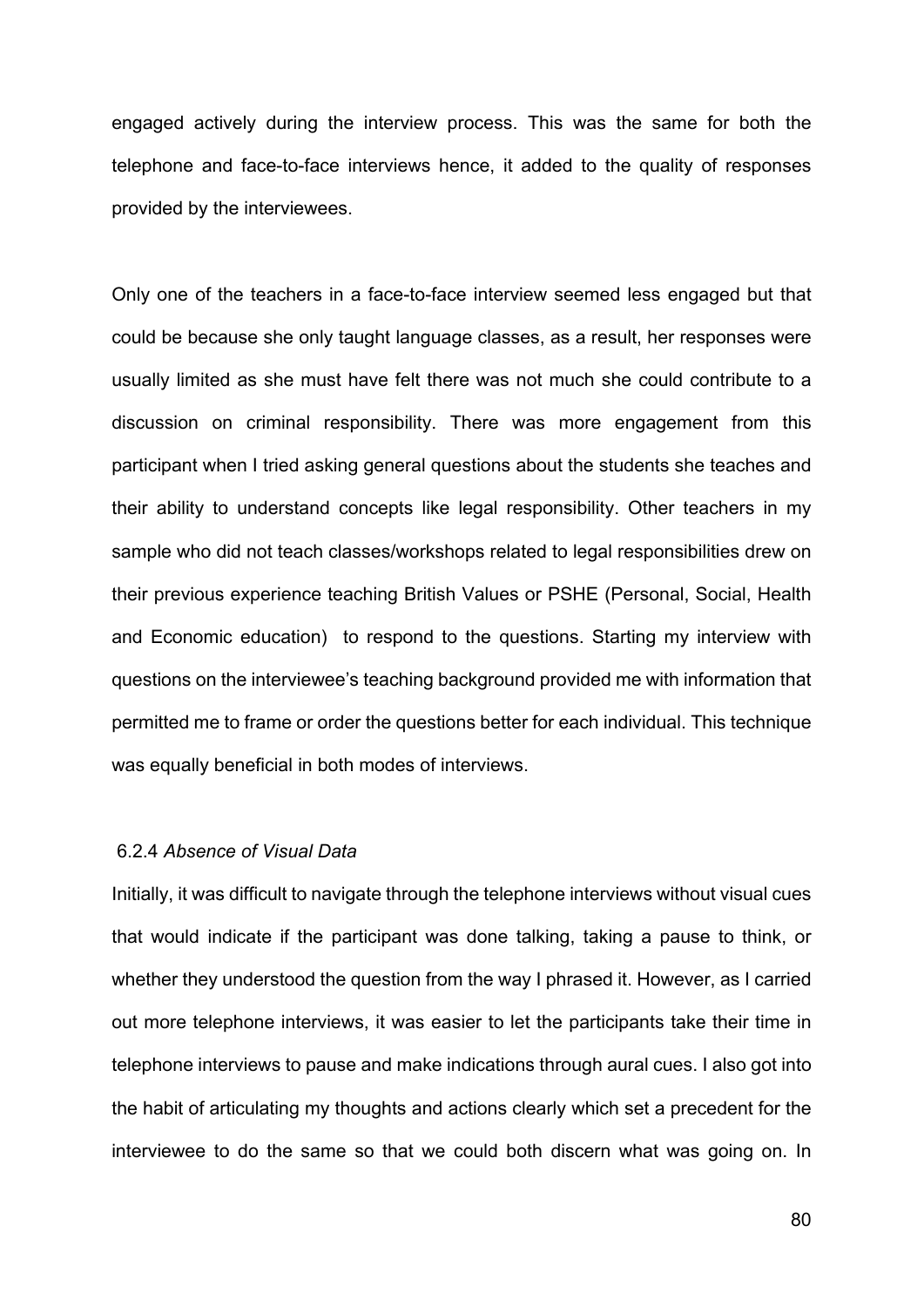engaged actively during the interview process. This was the same for both the telephone and face-to-face interviews hence, it added to the quality of responses provided by the interviewees.

Only one of the teachers in a face-to-face interview seemed less engaged but that could be because she only taught language classes, as a result, her responses were usually limited as she must have felt there was not much she could contribute to a discussion on criminal responsibility. There was more engagement from this participant when I tried asking general questions about the students she teaches and their ability to understand concepts like legal responsibility. Other teachers in my sample who did not teach classes/workshops related to legal responsibilities drew on their previous experience teaching British Values or PSHE (Personal, Social, Health and Economic education) to respond to the questions. Starting my interview with questions on the interviewee's teaching background provided me with information that permitted me to frame or order the questions better for each individual. This technique was equally beneficial in both modes of interviews.

### 6.2.4 *Absence of Visual Data*

Initially, it was difficult to navigate through the telephone interviews without visual cues that would indicate if the participant was done talking, taking a pause to think, or whether they understood the question from the way I phrased it. However, as I carried out more telephone interviews, it was easier to let the participants take their time in telephone interviews to pause and make indications through aural cues. I also got into the habit of articulating my thoughts and actions clearly which set a precedent for the interviewee to do the same so that we could both discern what was going on. In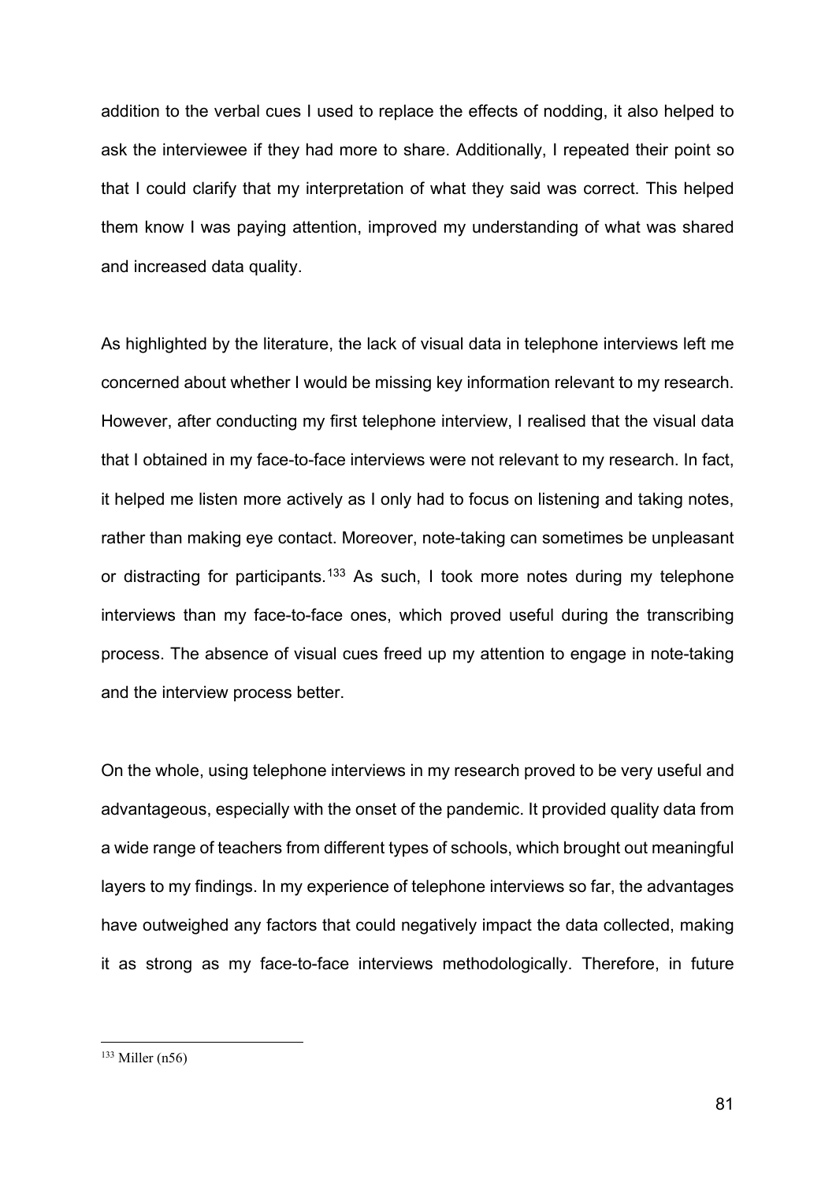addition to the verbal cues I used to replace the effects of nodding, it also helped to ask the interviewee if they had more to share. Additionally, I repeated their point so that I could clarify that my interpretation of what they said was correct. This helped them know I was paying attention, improved my understanding of what was shared and increased data quality.

As highlighted by the literature, the lack of visual data in telephone interviews left me concerned about whether I would be missing key information relevant to my research. However, after conducting my first telephone interview, I realised that the visual data that I obtained in my face-to-face interviews were not relevant to my research. In fact, it helped me listen more actively as I only had to focus on listening and taking notes, rather than making eye contact. Moreover, note-taking can sometimes be unpleasant or distracting for participants.[133] As such, I took more notes during my telephone interviews than my face-to-face ones, which proved useful during the transcribing process. The absence of visual cues freed up my attention to engage in note-taking and the interview process better.

On the whole, using telephone interviews in my research proved to be very useful and advantageous, especially with the onset of the pandemic. It provided quality data from a wide range of teachers from different types of schools, which brought out meaningful layers to my findings. In my experience of telephone interviews so far, the advantages have outweighed any factors that could negatively impact the data collected, making it as strong as my face-to-face interviews methodologically. Therefore, in future

[133] Miller (n56)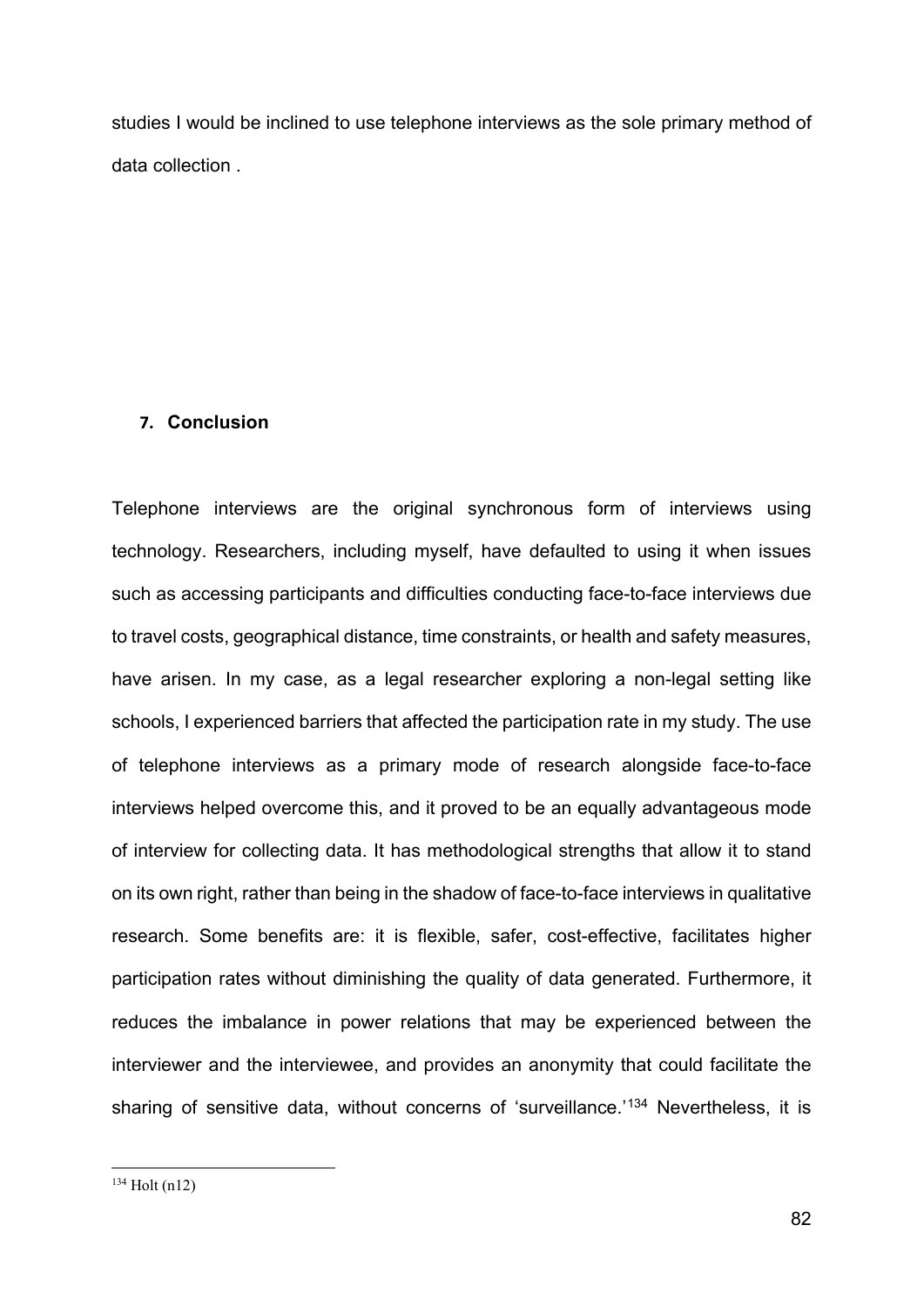studies I would be inclined to use telephone interviews as the sole primary method of data collection .

## 7. Conclusion

Telephone interviews are the original synchronous form of interviews using technology. Researchers, including myself, have defaulted to using it when issues such as accessing participants and difficulties conducting face-to-face interviews due to travel costs, geographical distance, time constraints, or health and safety measures, have arisen. In my case, as a legal researcher exploring a non-legal setting like schools, I experienced barriers that affected the participation rate in my study. The use of telephone interviews as a primary mode of research alongside face-to-face interviews helped overcome this, and it proved to be an equally advantageous mode of interview for collecting data. It has methodological strengths that allow it to stand on its own right, rather than being in the shadow of face-to-face interviews in qualitative research. Some benefits are: it is flexible, safer, cost-effective, facilitates higher participation rates without diminishing the quality of data generated. Furthermore, it reduces the imbalance in power relations that may be experienced between the interviewer and the interviewee, and provides an anonymity that could facilitate the sharing of sensitive data, without concerns of 'surveillance.'[134] Nevertheless, it is

[134] Holt (n12)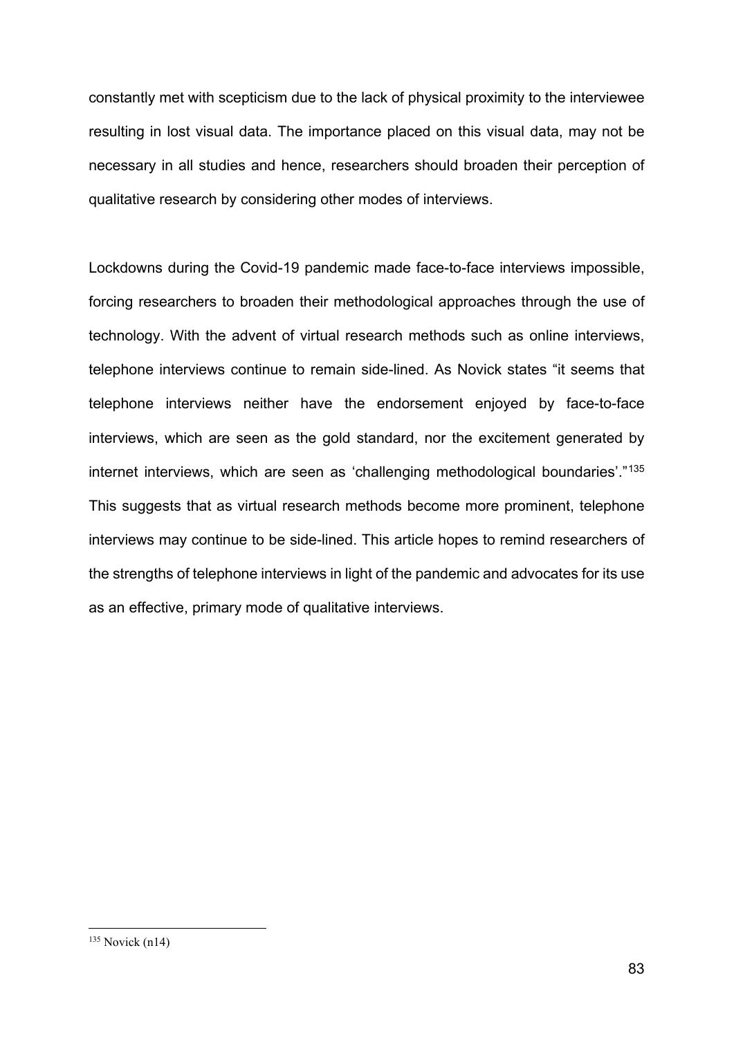constantly met with scepticism due to the lack of physical proximity to the interviewee resulting in lost visual data. The importance placed on this visual data, may not be necessary in all studies and hence, researchers should broaden their perception of qualitative research by considering other modes of interviews.

Lockdowns during the Covid-19 pandemic made face-to-face interviews impossible, forcing researchers to broaden their methodological approaches through the use of technology. With the advent of virtual research methods such as online interviews, telephone interviews continue to remain side-lined. As Novick states "it seems that telephone interviews neither have the endorsement enjoyed by face-to-face interviews, which are seen as the gold standard, nor the excitement generated by internet interviews, which are seen as 'challenging methodological boundaries'."[135] This suggests that as virtual research methods become more prominent, telephone interviews may continue to be side-lined. This article hopes to remind researchers of the strengths of telephone interviews in light of the pandemic and advocates for its use as an effective, primary mode of qualitative interviews.

[135] Novick (n14)